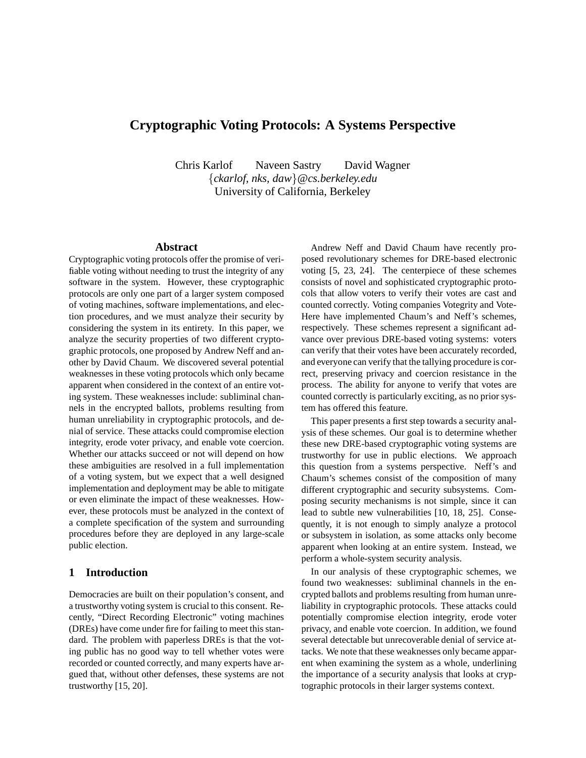# Cryptographic Voting Protocols: A Systems Perspective

Chris Karlof  Naveen Sastry  David Wagner

{*ckarlof, nks, daw*}*@cs.berkeley.edu*

University of California, Berkeley

## Abstract

Cryptographic voting protocols offer the promise of verifiable voting without needing to trust the integrity of any software in the system. However, these cryptographic protocols are only one part of a larger system composed of voting machines, software implementations, and election procedures, and we must analyze their security by considering the system in its entirety. In this paper, we analyze the security properties of two different cryptographic protocols, one proposed by Andrew Neff and another by David Chaum. We discovered several potential weaknesses in these voting protocols which only became apparent when considered in the context of an entire voting system. These weaknesses include: subliminal channels in the encrypted ballots, problems resulting from human unreliability in cryptographic protocols, and denial of service. These attacks could compromise election integrity, erode voter privacy, and enable vote coercion. Whether our attacks succeed or not will depend on how these ambiguities are resolved in a full implementation of a voting system, but we expect that a well designed implementation and deployment may be able to mitigate or even eliminate the impact of these weaknesses. However, these protocols must be analyzed in the context of a complete specification of the system and surrounding procedures before they are deployed in any large-scale public election.

## 1 Introduction

Democracies are built on their population's consent, and a trustworthy voting system is crucial to this consent. Recently, "Direct Recording Electronic" voting machines (DREs) have come under fire for failing to meet this standard. The problem with paperless DREs is that the voting public has no good way to tell whether votes were recorded or counted correctly, and many experts have argued that, without other defenses, these systems are not trustworthy [15, 20].

Andrew Neff and David Chaum have recently proposed revolutionary schemes for DRE-based electronic voting [5, 23, 24]. The centerpiece of these schemes consists of novel and sophisticated cryptographic protocols that allow voters to verify their votes are cast and counted correctly. Voting companies Votegrity and VoteHere have implemented Chaum's and Neff's schemes, respectively. These schemes represent a significant advance over previous DRE-based voting systems: voters can verify that their votes have been accurately recorded, and everyone can verify that the tallying procedure is correct, preserving privacy and coercion resistance in the process. The ability for anyone to verify that votes are counted correctly is particularly exciting, as no prior system has offered this feature.

This paper presents a first step towards a security analysis of these schemes. Our goal is to determine whether these new DRE-based cryptographic voting systems are trustworthy for use in public elections. We approach this question from a systems perspective. Neff's and Chaum's schemes consist of the composition of many different cryptographic and security subsystems. Composing security mechanisms is not simple, since it can lead to subtle new vulnerabilities [10, 18, 25]. Consequently, it is not enough to simply analyze a protocol or subsystem in isolation, as some attacks only become apparent when looking at an entire system. Instead, we perform a whole-system security analysis.

In our analysis of these cryptographic schemes, we found two weaknesses: subliminal channels in the encrypted ballots and problems resulting from human unreliability in cryptographic protocols. These attacks could potentially compromise election integrity, erode voter privacy, and enable vote coercion. In addition, we found several detectable but unrecoverable denial of service attacks. We note that these weaknesses only became apparent when examining the system as a whole, underlining the importance of a security analysis that looks at cryptographic protocols in their larger systems context.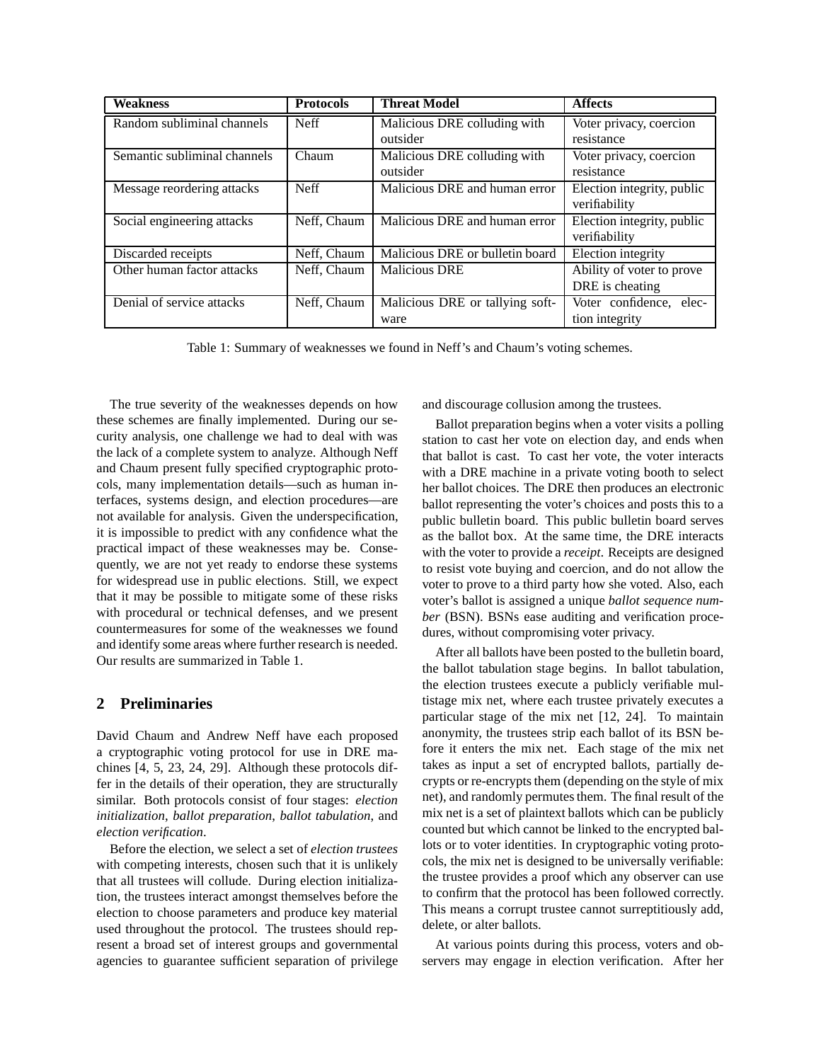| Weakness | Protocols | Threat Model | Affects |
|---|---|---|---|
| Random subliminal channels | Neff | Malicious DRE colluding with outsider | Voter privacy, coercion resistance |
| Semantic subliminal channels | Chaum | Malicious DRE colluding with outsider | Voter privacy, coercion resistance |
| Message reordering attacks | Neff | Malicious DRE and human error | Election integrity, public verifiability |
| Social engineering attacks | Neff, Chaum | Malicious DRE and human error | Election integrity, public verifiability |
| Discarded receipts | Neff, Chaum | Malicious DRE or bulletin board | Election integrity |
| Other human factor attacks | Neff, Chaum | Malicious DRE | Ability of voter to prove DRE is cheating |
| Denial of service attacks | Neff, Chaum | Malicious DRE or tallying software | Voter confidence, election integrity |

Table 1: Summary of weaknesses we found in Neff's and Chaum's voting schemes.

The true severity of the weaknesses depends on how these schemes are finally implemented. During our security analysis, one challenge we had to deal with was the lack of a complete system to analyze. Although Neff and Chaum present fully specified cryptographic protocols, many implementation details—such as human interfaces, systems design, and election procedures—are not available for analysis. Given the underspecification, it is impossible to predict with any confidence what the practical impact of these weaknesses may be. Consequently, we are not yet ready to endorse these systems for widespread use in public elections. Still, we expect that it may be possible to mitigate some of these risks with procedural or technical defenses, and we present countermeasures for some of the weaknesses we found and identify some areas where further research is needed. Our results are summarized in Table 1.

## 2 Preliminaries

David Chaum and Andrew Neff have each proposed a cryptographic voting protocol for use in DRE machines [4, 5, 23, 24, 29]. Although these protocols differ in the details of their operation, they are structurally similar. Both protocols consist of four stages: *election initialization*, *ballot preparation*, *ballot tabulation*, and *election verification*.

Before the election, we select a set of *election trustees* with competing interests, chosen such that it is unlikely that all trustees will collude. During election initialization, the trustees interact amongst themselves before the election to choose parameters and produce key material used throughout the protocol. The trustees should represent a broad set of interest groups and governmental agencies to guarantee sufficient separation of privilege and discourage collusion among the trustees.

Ballot preparation begins when a voter visits a polling station to cast her vote on election day, and ends when that ballot is cast. To cast her vote, the voter interacts with a DRE machine in a private voting booth to select her ballot choices. The DRE then produces an electronic ballot representing the voter's choices and posts this to a public bulletin board. This public bulletin board serves as the ballot box. At the same time, the DRE interacts with the voter to provide a *receipt*. Receipts are designed to resist vote buying and coercion, and do not allow the voter to prove to a third party how she voted. Also, each voter's ballot is assigned a unique *ballot sequence number* (BSN). BSNs ease auditing and verification procedures, without compromising voter privacy.

After all ballots have been posted to the bulletin board, the ballot tabulation stage begins. In ballot tabulation, the election trustees execute a publicly verifiable multistage mix net, where each trustee privately executes a particular stage of the mix net [12, 24]. To maintain anonymity, the trustees strip each ballot of its BSN before it enters the mix net. Each stage of the mix net takes as input a set of encrypted ballots, partially decrypts or re-encrypts them (depending on the style of mix net), and randomly permutes them. The final result of the mix net is a set of plaintext ballots which can be publicly counted but which cannot be linked to the encrypted ballots or to voter identities. In cryptographic voting protocols, the mix net is designed to be universally verifiable: the trustee provides a proof which any observer can use to confirm that the protocol has been followed correctly. This means a corrupt trustee cannot surreptitiously add, delete, or alter ballots.

At various points during this process, voters and observers may engage in election verification. After her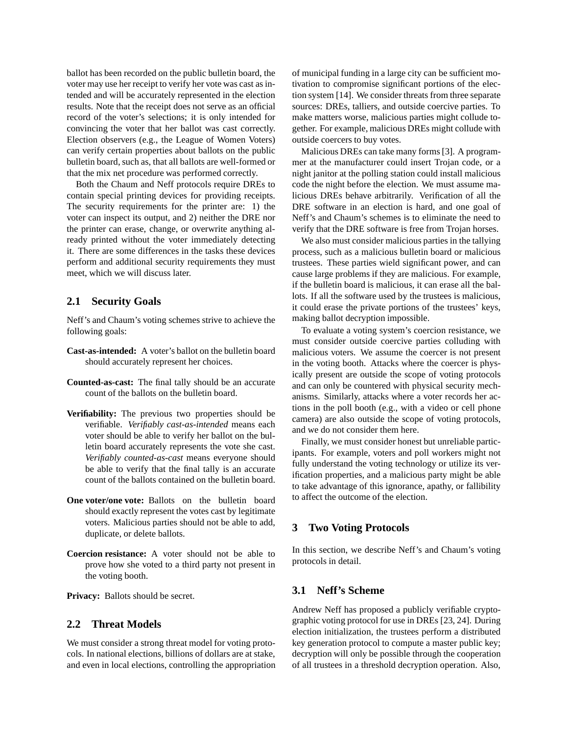ballot has been recorded on the public bulletin board, the voter may use her receipt to verify her vote was cast as intended and will be accurately represented in the election results. Note that the receipt does not serve as an official record of the voter's selections; it is only intended for convincing the voter that her ballot was cast correctly. Election observers (e.g., the League of Women Voters) can verify certain properties about ballots on the public bulletin board, such as, that all ballots are well-formed or that the mix net procedure was performed correctly.

Both the Chaum and Neff protocols require DREs to contain special printing devices for providing receipts. The security requirements for the printer are: 1) the voter can inspect its output, and 2) neither the DRE nor the printer can erase, change, or overwrite anything already printed without the voter immediately detecting it. There are some differences in the tasks these devices perform and additional security requirements they must meet, which we will discuss later.

## 2.1 Security Goals

Neff's and Chaum's voting schemes strive to achieve the following goals:

**Cast-as-intended:** A voter's ballot on the bulletin board should accurately represent her choices.

**Counted-as-cast:** The final tally should be an accurate count of the ballots on the bulletin board.

**Verifiability:** The previous two properties should be verifiable. *Verifiably cast-as-intended* means each voter should be able to verify her ballot on the bulletin board accurately represents the vote she cast. *Verifiably counted-as-cast* means everyone should be able to verify that the final tally is an accurate count of the ballots contained on the bulletin board.

**One voter/one vote:** Ballots on the bulletin board should exactly represent the votes cast by legitimate voters. Malicious parties should not be able to add, duplicate, or delete ballots.

**Coercion resistance:** A voter should not be able to prove how she voted to a third party not present in the voting booth.

**Privacy:** Ballots should be secret.

## 2.2 Threat Models

We must consider a strong threat model for voting protocols. In national elections, billions of dollars are at stake, and even in local elections, controlling the appropriation of municipal funding in a large city can be sufficient motivation to compromise significant portions of the election system [14]. We consider threats from three separate sources: DREs, talliers, and outside coercive parties. To make matters worse, malicious parties might collude together. For example, malicious DREs might collude with outside coercers to buy votes.

Malicious DREs can take many forms [3]. A programmer at the manufacturer could insert Trojan code, or a night janitor at the polling station could install malicious code the night before the election. We must assume malicious DREs behave arbitrarily. Verification of all the DRE software in an election is hard, and one goal of Neff's and Chaum's schemes is to eliminate the need to verify that the DRE software is free from Trojan horses.

We also must consider malicious parties in the tallying process, such as a malicious bulletin board or malicious trustees. These parties wield significant power, and can cause large problems if they are malicious. For example, if the bulletin board is malicious, it can erase all the ballots. If all the software used by the trustees is malicious, it could erase the private portions of the trustees' keys, making ballot decryption impossible.

To evaluate a voting system's coercion resistance, we must consider outside coercive parties colluding with malicious voters. We assume the coercer is not present in the voting booth. Attacks where the coercer is physically present are outside the scope of voting protocols and can only be countered with physical security mechanisms. Similarly, attacks where a voter records her actions in the poll booth (e.g., with a video or cell phone camera) are also outside the scope of voting protocols, and we do not consider them here.

Finally, we must consider honest but unreliable participants. For example, voters and poll workers might not fully understand the voting technology or utilize its verification properties, and a malicious party might be able to take advantage of this ignorance, apathy, or fallibility to affect the outcome of the election.

# 3 Two Voting Protocols

In this section, we describe Neff's and Chaum's voting protocols in detail.

## 3.1 Neff's Scheme

Andrew Neff has proposed a publicly verifiable cryptographic voting protocol for use in DREs [23, 24]. During election initialization, the trustees perform a distributed key generation protocol to compute a master public key; decryption will only be possible through the cooperation of all trustees in a threshold decryption operation. Also,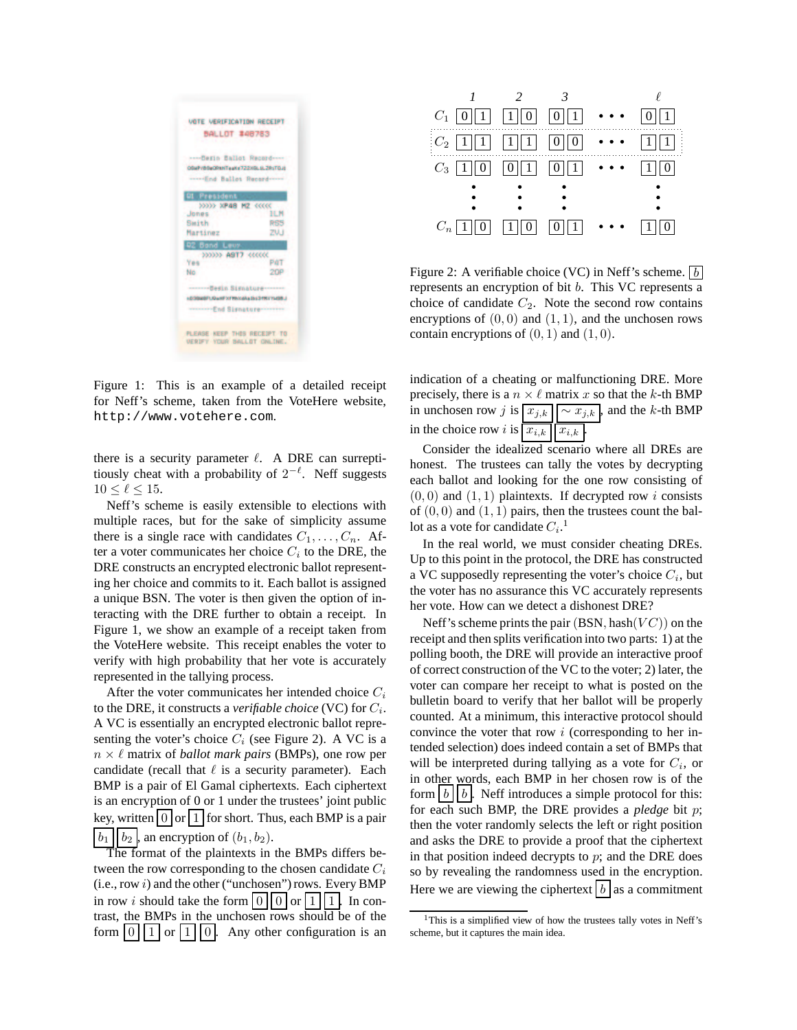Figure 1: This is an example of a detailed receipt for Neff's scheme, taken from the VoteHere website, `http://www.votehere.com`.

there is a security parameter $\ell$. A DRE can surreptitiously cheat with a probability of $2^{-\ell}$. Neff suggests $10 \leq \ell \leq 15$.

Neff's scheme is easily extensible to elections with multiple races, but for the sake of simplicity assume there is a single race with candidates $C_1, \ldots, C_n$. After a voter communicates her choice $C_i$ to the DRE, the DRE constructs an encrypted electronic ballot representing her choice and commits to it. Each ballot is assigned a unique BSN. The voter is then given the option of interacting with the DRE further to obtain a receipt. In Figure 1, we show an example of a receipt taken from the VoteHere website. This receipt enables the voter to verify with high probability that her vote is accurately represented in the tallying process.

After the voter communicates her intended choice $C_i$ to the DRE, it constructs a *verifiable choice* (VC) for $C_i$. A VC is essentially an encrypted electronic ballot representing the voter's choice $C_i$ (see Figure 2). A VC is a $n \times \ell$ matrix of *ballot mark pairs* (BMPs), one row per candidate (recall that $\ell$ is a security parameter). Each BMP is a pair of El Gamal ciphertexts. Each ciphertext is an encryption of 0 or 1 under the trustees' joint public key, written $\boxed{0}$ or $\boxed{1}$ for short. Thus, each BMP is a pair $\boxed{b_1}\,\boxed{b_2}$, an encryption of $(b_1, b_2)$.

The format of the plaintexts in the BMPs differs between the row corresponding to the chosen candidate $C_i$ (i.e., row $i$) and the other ("unchosen") rows. Every BMP in row $i$ should take the form $\boxed{0}\,\boxed{0}$ or $\boxed{1}\,\boxed{1}$. In contrast, the BMPs in the unchosen rows should be of the form $\boxed{0}\,\boxed{1}$ or $\boxed{1}\,\boxed{0}$. Any other configuration is an

|  | 1 | 2 | 3 |  | $\ell$ |
|---|---|---|---|---|---|
| $C_1$ | $\boxed{0}\,\boxed{1}$ | $\boxed{1}\,\boxed{0}$ | $\boxed{0}\,\boxed{1}$ | $\cdots$ | $\boxed{0}\,\boxed{1}$ |
| $C_2$ | $\boxed{1}\,\boxed{1}$ | $\boxed{1}\,\boxed{1}$ | $\boxed{0}\,\boxed{0}$ | $\cdots$ | $\boxed{1}\,\boxed{1}$ |
| $C_3$ | $\boxed{1}\,\boxed{0}$ | $\boxed{0}\,\boxed{1}$ | $\boxed{0}\,\boxed{1}$ | $\cdots$ | $\boxed{1}\,\boxed{0}$ |
| $\vdots$ | $\vdots$ | $\vdots$ | $\vdots$ |  | $\vdots$ |
| $C_n$ | $\boxed{1}\,\boxed{0}$ | $\boxed{1}\,\boxed{0}$ | $\boxed{0}\,\boxed{1}$ | $\cdots$ | $\boxed{1}\,\boxed{0}$ |

Figure 2: A verifiable choice (VC) in Neff's scheme. $\boxed{b}$ represents an encryption of bit $b$. This VC represents a choice of candidate $C_2$. Note the second row contains encryptions of $(0, 0)$ and $(1, 1)$, and the unchosen rows contain encryptions of $(0, 1)$ and $(1, 0)$.

indication of a cheating or malfunctioning DRE. More precisely, there is a $n \times \ell$ matrix $x$ so that the $k$-th BMP in unchosen row $j$ is $\boxed{x_{j,k}}\,\boxed{\sim x_{j,k}}$, and the $k$-th BMP in the choice row $i$ is $\boxed{x_{i,k}}\,\boxed{x_{i,k}}$.

Consider the idealized scenario where all DREs are honest. The trustees can tally the votes by decrypting each ballot and looking for the one row consisting of $(0, 0)$ and $(1, 1)$ plaintexts. If decrypted row $i$ consists of $(0, 0)$ and $(1, 1)$ pairs, then the trustees count the ballot as a vote for candidate $C_i$.[1]

In the real world, we must consider cheating DREs. Up to this point in the protocol, the DRE has constructed a VC supposedly representing the voter's choice $C_i$, but the voter has no assurance this VC accurately represents her vote. How can we detect a dishonest DRE?

Neff's scheme prints the pair $(\text{BSN}, \text{hash}(VC))$ on the receipt and then splits verification into two parts: 1) at the polling booth, the DRE will provide an interactive proof of correct construction of the VC to the voter; 2) later, the voter can compare her receipt to what is posted on the bulletin board to verify that her ballot will be properly counted. At a minimum, this interactive protocol should convince the voter that row $i$ (corresponding to her intended selection) does indeed contain a set of BMPs that will be interpreted during tallying as a vote for $C_i$, or in other words, each BMP in her chosen row is of the form $\boxed{b}\,\boxed{b}$. Neff introduces a simple protocol for this: for each such BMP, the DRE provides a *pledge* bit $p$; then the voter randomly selects the left or right position and asks the DRE to provide a proof that the ciphertext in that position indeed decrypts to $p$; and the DRE does so by revealing the randomness used in the encryption. Here we are viewing the ciphertext $\boxed{b}$ as a commitment

[1] This is a simplified view of how the trustees tally votes in Neff's scheme, but it captures the main idea.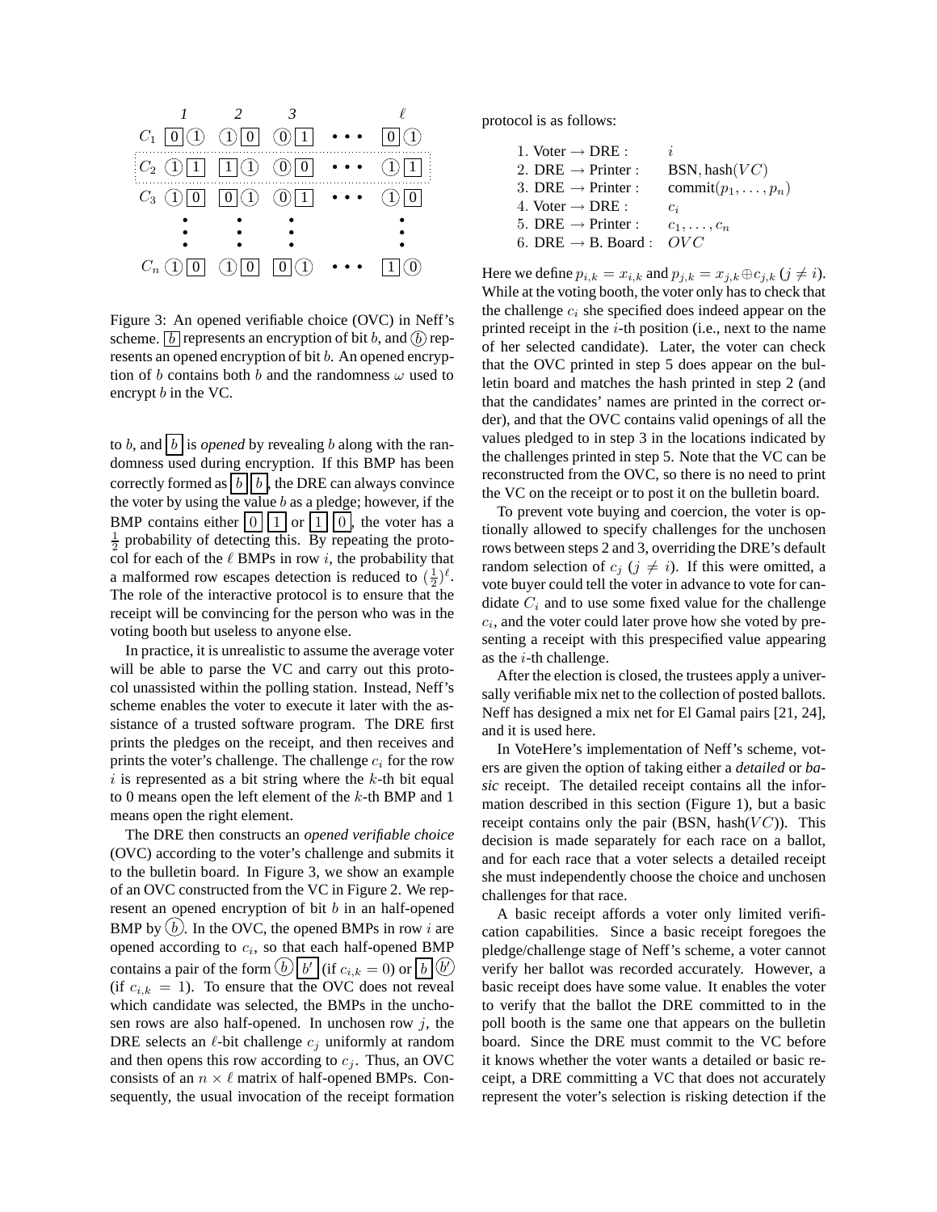|  | 1 | 2 | 3 |  | $\ell$ |
|---|---|---|---|---|---|
| $C_1$ | $\boxed{0}$ ⓵ | ⓵ $\boxed{0}$ | ⓪ $\boxed{1}$ | • • • | $\boxed{0}$ ⓵ |
| $C_2$ | ⓵ $\boxed{1}$ | $\boxed{1}$ ⓵ | ⓪ $\boxed{0}$ | • • • | ⓵ $\boxed{1}$ |
| $C_3$ | ⓵ $\boxed{0}$ | $\boxed{0}$ ⓵ | ⓪ $\boxed{1}$ | • • • | ⓵ $\boxed{0}$ |
| ⋮ | ⋮ | ⋮ | ⋮ |  | ⋮ |
| $C_n$ | ⓵ $\boxed{0}$ | ⓵ $\boxed{0}$ | $\boxed{0}$ ⓵ | • • • | $\boxed{1}$ ⓪ |

Figure 3: An opened verifiable choice (OVC) in Neff's scheme. $\boxed{b}$ represents an encryption of bit $b$, and ⓑ represents an opened encryption of bit $b$. An opened encryption of $b$ contains both $b$ and the randomness $\omega$ used to encrypt $b$ in the VC.

to $b$, and $\boxed{b}$ is *opened* by revealing $b$ along with the randomness used during encryption. If this BMP has been correctly formed as $\boxed{b}\,\boxed{b}$, the DRE can always convince the voter by using the value $b$ as a pledge; however, if the BMP contains either $\boxed{0}\,\boxed{1}$ or $\boxed{1}\,\boxed{0}$, the voter has a $\frac{1}{2}$ probability of detecting this. By repeating the protocol for each of the $\ell$ BMPs in row $i$, the probability that a malformed row escapes detection is reduced to $(\frac{1}{2})^\ell$. The role of the interactive protocol is to ensure that the receipt will be convincing for the person who was in the voting booth but useless to anyone else.

In practice, it is unrealistic to assume the average voter will be able to parse the VC and carry out this protocol unassisted within the polling station. Instead, Neff's scheme enables the voter to execute it later with the assistance of a trusted software program. The DRE first prints the pledges on the receipt, and then receives and prints the voter's challenge. The challenge $c_i$ for the row $i$ is represented as a bit string where the $k$-th bit equal to 0 means open the left element of the $k$-th BMP and 1 means open the right element.

The DRE then constructs an *opened verifiable choice* (OVC) according to the voter's challenge and submits it to the bulletin board. In Figure 3, we show an example of an OVC constructed from the VC in Figure 2. We represent an opened encryption of bit $b$ in an half-opened BMP by ⓑ. In the OVC, the opened BMPs in row $i$ are opened according to $c_i$, so that each half-opened BMP contains a pair of the form ⓑ $\boxed{b'}$ (if $c_{i,k} = 0$) or $\boxed{b}$ ⓑ' (if $c_{i,k} = 1$). To ensure that the OVC does not reveal which candidate was selected, the BMPs in the unchosen rows are also half-opened. In unchosen row $j$, the DRE selects an $\ell$-bit challenge $c_j$ uniformly at random and then opens this row according to $c_j$. Thus, an OVC consists of an $n \times \ell$ matrix of half-opened BMPs. Consequently, the usual invocation of the receipt formation protocol is as follows:

1. Voter → DRE : $i$
2. DRE → Printer : BSN, hash$(VC)$
3. DRE → Printer : commit$(p_1, \ldots, p_n)$
4. Voter → DRE : $c_i$
5. DRE → Printer : $c_1, \ldots, c_n$
6. DRE → B. Board : $OVC$

Here we define $p_{i,k} = x_{i,k}$ and $p_{j,k} = x_{j,k} \oplus c_{j,k}$ ($j \neq i$). While at the voting booth, the voter only has to check that the challenge $c_i$ she specified does indeed appear on the printed receipt in the $i$-th position (i.e., next to the name of her selected candidate). Later, the voter can check that the OVC printed in step 5 does appear on the bulletin board and matches the hash printed in step 2 (and that the candidates' names are printed in the correct order), and that the OVC contains valid openings of all the values pledged to in step 3 in the locations indicated by the challenges printed in step 5. Note that the VC can be reconstructed from the OVC, so there is no need to print the VC on the receipt or to post it on the bulletin board.

To prevent vote buying and coercion, the voter is optionally allowed to specify challenges for the unchosen rows between steps 2 and 3, overriding the DRE's default random selection of $c_j$ ($j \neq i$). If this were omitted, a vote buyer could tell the voter in advance to vote for candidate $C_i$ and to use some fixed value for the challenge $c_i$, and the voter could later prove how she voted by presenting a receipt with this prespecified value appearing as the $i$-th challenge.

After the election is closed, the trustees apply a universally verifiable mix net to the collection of posted ballots. Neff has designed a mix net for El Gamal pairs [21, 24], and it is used here.

In VoteHere's implementation of Neff's scheme, voters are given the option of taking either a *detailed* or *basic* receipt. The detailed receipt contains all the information described in this section (Figure 1), but a basic receipt contains only the pair (BSN, hash$(VC)$). This decision is made separately for each race on a ballot, and for each race that a voter selects a detailed receipt she must independently choose the choice and unchosen challenges for that race.

A basic receipt affords a voter only limited verification capabilities. Since a basic receipt foregoes the pledge/challenge stage of Neff's scheme, a voter cannot verify her ballot was recorded accurately. However, a basic receipt does have some value. It enables the voter to verify that the ballot the DRE committed to in the poll booth is the same one that appears on the bulletin board. Since the DRE must commit to the VC before it knows whether the voter wants a detailed or basic receipt, a DRE committing a VC that does not accurately represent the voter's selection is risking detection if the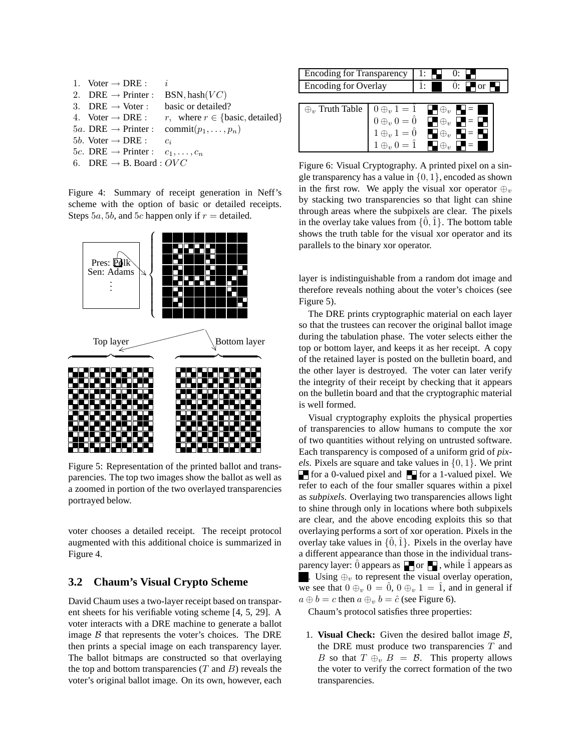1. Voter → DRE : $i$
2. DRE → Printer : BSN, hash($VC$)
3. DRE → Voter : basic or detailed?
4. Voter → DRE : $r$, where $r \in$ {basic, detailed}

$5a$. DRE → Printer : commit($p_1, \ldots, p_n$)

$5b$. Voter → DRE : $c_i$

$5c$. DRE → Printer : $c_1, \ldots, c_n$

6. DRE → B. Board : $OVC$

Figure 4: Summary of receipt generation in Neff's scheme with the option of basic or detailed receipts. Steps $5a$, $5b$, and $5c$ happen only if $r$ = detailed.

Pres: Polk
Sen: Adams
⋮

Top layer

Bottom layer

Figure 5: Representation of the printed ballot and transparencies. The top two images show the ballot as well as a zoomed in portion of the two overlayed transparencies portrayed below.

voter chooses a detailed receipt. The receipt protocol augmented with this additional choice is summarized in Figure 4.

### 3.2 Chaum's Visual Crypto Scheme

David Chaum uses a two-layer receipt based on transparent sheets for his verifiable voting scheme [4, 5, 29]. A voter interacts with a DRE machine to generate a ballot image $\mathcal{B}$ that represents the voter's choices. The DRE then prints a special image on each transparency layer. The ballot bitmaps are constructed so that overlaying the top and bottom transparencies ($T$ and $B$) reveals the voter's original ballot image. On its own, however, each layer is indistinguishable from a random dot image and therefore reveals nothing about the voter's choices (see Figure 5).

| Encoding for Transparency | 1: ▚ 0: ▞ |
|---|---|
| Encoding for Overlay | $\hat{1}$: ■ $\hat{0}$: ▞ or ▚ |

| $\oplus_v$ Truth Table | | |
|---|---|---|
| | $0 \oplus_v 1 = \hat{1}$ | ▞ $\oplus_v$ ▚ = ■ |
| | $0 \oplus_v 0 = \hat{0}$ | ▞ $\oplus_v$ ▞ = ▞ |
| | $1 \oplus_v 1 = \hat{0}$ | ▚ $\oplus_v$ ▚ = ▚ |
| | $1 \oplus_v 0 = \hat{1}$ | ▚ $\oplus_v$ ▞ = ■ |

Figure 6: Visual Cryptography. A printed pixel on a single transparency has a value in $\{0, 1\}$, encoded as shown in the first row. We apply the visual xor operator $\oplus_v$ by stacking two transparencies so that light can shine through areas where the subpixels are clear. The pixels in the overlay take values from $\{\hat{0}, \hat{1}\}$. The bottom table shows the truth table for the visual xor operator and its parallels to the binary xor operator.

The DRE prints cryptographic material on each layer so that the trustees can recover the original ballot image during the tabulation phase. The voter selects either the top or bottom layer, and keeps it as her receipt. A copy of the retained layer is posted on the bulletin board, and the other layer is destroyed. The voter can later verify the integrity of their receipt by checking that it appears on the bulletin board and that the cryptographic material is well formed.

Visual cryptography exploits the physical properties of transparencies to allow humans to compute the xor of two quantities without relying on untrusted software. Each transparency is composed of a uniform grid of *pixels*. Pixels are square and take values in $\{0, 1\}$. We print ▞ for a 0-valued pixel and ▚ for a 1-valued pixel. We refer to each of the four smaller squares within a pixel as *subpixels*. Overlaying two transparencies allows light to shine through only in locations where both subpixels are clear, and the above encoding exploits this so that overlaying performs a sort of xor operation. Pixels in the overlay take values in $\{\hat{0}, \hat{1}\}$. Pixels in the overlay have a different appearance than those in the individual transparency layer: $\hat{0}$ appears as ▞ or ▚, while $\hat{1}$ appears as ■. Using $\oplus_v$ to represent the visual overlay operation, we see that $0 \oplus_v 0 = \hat{0}$, $0 \oplus_v 1 = \hat{1}$, and in general if $a \oplus b = c$ then $a \oplus_v b = \hat{c}$ (see Figure 6).

Chaum's protocol satisfies three properties:

1. **Visual Check:** Given the desired ballot image $\mathcal{B}$, the DRE must produce two transparencies $T$ and $B$ so that $T \oplus_v B = \mathcal{B}$. This property allows the voter to verify the correct formation of the two transparencies.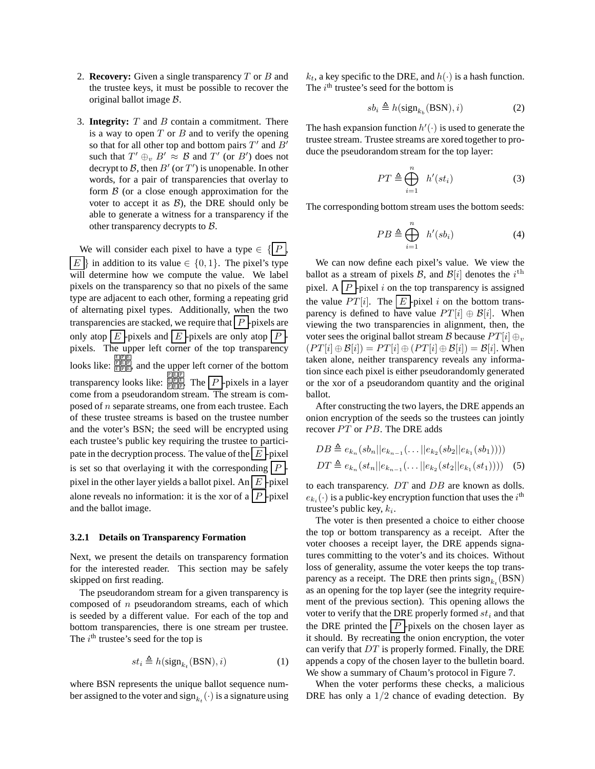2. **Recovery:** Given a single transparency $T$ or $B$ and the trustee keys, it must be possible to recover the original ballot image $\mathcal{B}$.

3. **Integrity:** $T$ and $B$ contain a commitment. There is a way to open $T$ or $B$ and to verify the opening so that for all other top and bottom pairs $T'$ and $B'$ such that $T' \oplus_v B' \approx \mathcal{B}$ and $T'$ (or $B'$) does not decrypt to $\mathcal{B}$, then $B'$ (or $T'$) is unopenable. In other words, for a pair of transparencies that overlay to form $\mathcal{B}$ (or a close enough approximation for the voter to accept it as $\mathcal{B}$), the DRE should only be able to generate a witness for a transparency if the other transparency decrypts to $\mathcal{B}$.

We will consider each pixel to have a type $\in \{\boxed{P}, \boxed{E}\}$ in addition to its value $\in \{0, 1\}$. The pixel's type will determine how we compute the value. We label pixels on the transparency so that no pixels of the same type are adjacent to each other, forming a repeating grid of alternating pixel types. Additionally, when the two transparencies are stacked, we require that $\boxed{P}$-pixels are only atop $\boxed{E}$-pixels and $\boxed{E}$-pixels are only atop $\boxed{P}$-pixels. The upper left corner of the top transparency looks like: $\begin{smallmatrix}E&P&E\\P&E&P\\E&P&E\end{smallmatrix}$, and the upper left corner of the bottom transparency looks like: $\begin{smallmatrix}P&E&P\\E&P&E\\P&E&P\end{smallmatrix}$. The $\boxed{P}$-pixels in a layer come from a pseudorandom stream. The stream is composed of $n$ separate streams, one from each trustee. Each of these trustee streams is based on the trustee number and the voter's BSN; the seed will be encrypted using each trustee's public key requiring the trustee to participate in the decryption process. The value of the $\boxed{E}$-pixel is set so that overlaying it with the corresponding $\boxed{P}$-pixel in the other layer yields a ballot pixel. An $\boxed{E}$-pixel alone reveals no information: it is the xor of a $\boxed{P}$-pixel and the ballot image.

#### 3.2.1 Details on Transparency Formation

Next, we present the details on transparency formation for the interested reader. This section may be safely skipped on first reading.

The pseudorandom stream for a given transparency is composed of $n$ pseudorandom streams, each of which is seeded by a different value. For each of the top and bottom transparencies, there is one stream per trustee. The $i^{\text{th}}$ trustee's seed for the top is

$$st_i \triangleq h(\text{sign}_{k_t}(\text{BSN}), i) \tag{1}$$

where BSN represents the unique ballot sequence number assigned to the voter and $\text{sign}_{k_t}(\cdot)$ is a signature using $k_t$, a key specific to the DRE, and $h(\cdot)$ is a hash function. The $i^{\text{th}}$ trustee's seed for the bottom is

$$sb_i \triangleq h(\text{sign}_{k_b}(\text{BSN}), i) \tag{2}$$

The hash expansion function $h'(\cdot)$ is used to generate the trustee stream. Trustee streams are xored together to produce the pseudorandom stream for the top layer:

$$PT \triangleq \bigoplus_{i=1}^{n} h'(st_i) \tag{3}$$

The corresponding bottom stream uses the bottom seeds:

$$PB \triangleq \bigoplus_{i=1}^{n} h'(sb_i) \tag{4}$$

We can now define each pixel's value. We view the ballot as a stream of pixels $\mathcal{B}$, and $\mathcal{B}[i]$ denotes the $i^{\text{th}}$ pixel. A $\boxed{P}$-pixel $i$ on the top transparency is assigned the value $PT[i]$. The $\boxed{E}$-pixel $i$ on the bottom transparency is defined to have value $PT[i] \oplus \mathcal{B}[i]$. When viewing the two transparencies in alignment, then, the voter sees the original ballot stream $\mathcal{B}$ because $PT[i] \oplus_v (PT[i] \oplus \mathcal{B}[i]) = PT[i] \oplus (PT[i] \oplus \mathcal{B}[i]) = \mathcal{B}[i]$. When taken alone, neither transparency reveals any information since each pixel is either pseudorandomly generated or the xor of a pseudorandom quantity and the original ballot.

After constructing the two layers, the DRE appends an onion encryption of the seeds so the trustees can jointly recover $PT$ or $PB$. The DRE adds

$$\begin{aligned} DB &\triangleq e_{k_n}(sb_n || e_{k_{n-1}}(\ldots || e_{k_2}(sb_2 || e_{k_1}(sb_1)))) \\ DT &\triangleq e_{k_n}(st_n || e_{k_{n-1}}(\ldots || e_{k_2}(st_2 || e_{k_1}(st_1)))) \end{aligned} \tag{5}$$

to each transparency. $DT$ and $DB$ are known as dolls. $e_{k_i}(\cdot)$ is a public-key encryption function that uses the $i^{\text{th}}$ trustee's public key, $k_i$.

The voter is then presented a choice to either choose the top or bottom transparency as a receipt. After the voter chooses a receipt layer, the DRE appends signatures committing to the voter's and its choices. Without loss of generality, assume the voter keeps the top transparency as a receipt. The DRE then prints $\text{sign}_{k_t}(\text{BSN})$ as an opening for the top layer (see the integrity requirement of the previous section). This opening allows the voter to verify that the DRE properly formed $st_i$ and that the DRE printed the $\boxed{P}$-pixels on the chosen layer as it should. By recreating the onion encryption, the voter can verify that $DT$ is properly formed. Finally, the DRE appends a copy of the chosen layer to the bulletin board. We show a summary of Chaum's protocol in Figure 7.

When the voter performs these checks, a malicious DRE has only a $1/2$ chance of evading detection. By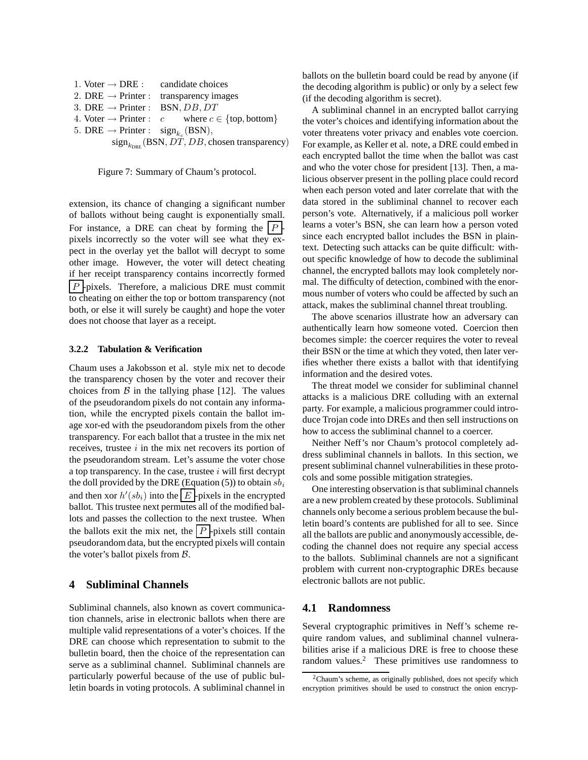1. Voter → DRE : candidate choices
2. DRE → Printer : transparency images
3. DRE → Printer : BSN, $DB$, $DT$
4. Voter → Printer : $c$ where $c \in \{\text{top}, \text{bottom}\}$
5. DRE → Printer : $\text{sign}_{k_c}(\text{BSN})$, $\text{sign}_{k_{\text{DRE}}}(\text{BSN}, DT, DB, \text{chosen transparency})$

Figure 7: Summary of Chaum's protocol.

extension, its chance of changing a significant number of ballots without being caught is exponentially small. For instance, a DRE can cheat by forming the $\boxed{P}$-pixels incorrectly so the voter will see what they expect in the overlay yet the ballot will decrypt to some other image. However, the voter will detect cheating if her receipt transparency contains incorrectly formed $\boxed{P}$-pixels. Therefore, a malicious DRE must commit to cheating on either the top or bottom transparency (not both, or else it will surely be caught) and hope the voter does not choose that layer as a receipt.

#### 3.2.2 Tabulation & Verification

Chaum uses a Jakobsson et al. style mix net to decode the transparency chosen by the voter and recover their choices from $\mathcal{B}$ in the tallying phase [12]. The values of the pseudorandom pixels do not contain any information, while the encrypted pixels contain the ballot image xor-ed with the pseudorandom pixels from the other transparency. For each ballot that a trustee in the mix net receives, trustee $i$ in the mix net recovers its portion of the pseudorandom stream. Let's assume the voter chose a top transparency. In the case, trustee $i$ will first decrypt the doll provided by the DRE (Equation (5)) to obtain $sb_i$ and then xor $h'(sb_i)$ into the $\boxed{E}$-pixels in the encrypted ballot. This trustee next permutes all of the modified ballots and passes the collection to the next trustee. When the ballots exit the mix net, the $\boxed{P}$-pixels still contain pseudorandom data, but the encrypted pixels will contain the voter's ballot pixels from $\mathcal{B}$.

## 4 Subliminal Channels

Subliminal channels, also known as covert communication channels, arise in electronic ballots when there are multiple valid representations of a voter's choices. If the DRE can choose which representation to submit to the bulletin board, then the choice of the representation can serve as a subliminal channel. Subliminal channels are particularly powerful because of the use of public bulletin boards in voting protocols. A subliminal channel in ballots on the bulletin board could be read by anyone (if the decoding algorithm is public) or only by a select few (if the decoding algorithm is secret).

A subliminal channel in an encrypted ballot carrying the voter's choices and identifying information about the voter threatens voter privacy and enables vote coercion. For example, as Keller et al. note, a DRE could embed in each encrypted ballot the time when the ballot was cast and who the voter chose for president [13]. Then, a malicious observer present in the polling place could record when each person voted and later correlate that with the data stored in the subliminal channel to recover each person's vote. Alternatively, if a malicious poll worker learns a voter's BSN, she can learn how a person voted since each encrypted ballot includes the BSN in plaintext. Detecting such attacks can be quite difficult: without specific knowledge of how to decode the subliminal channel, the encrypted ballots may look completely normal. The difficulty of detection, combined with the enormous number of voters who could be affected by such an attack, makes the subliminal channel threat troubling.

The above scenarios illustrate how an adversary can authentically learn how someone voted. Coercion then becomes simple: the coercer requires the voter to reveal their BSN or the time at which they voted, then later verifies whether there exists a ballot with that identifying information and the desired votes.

The threat model we consider for subliminal channel attacks is a malicious DRE colluding with an external party. For example, a malicious programmer could introduce Trojan code into DREs and then sell instructions on how to access the subliminal channel to a coercer.

Neither Neff's nor Chaum's protocol completely address subliminal channels in ballots. In this section, we present subliminal channel vulnerabilities in these protocols and some possible mitigation strategies.

One interesting observation is that subliminal channels are a new problem created by these protocols. Subliminal channels only become a serious problem because the bulletin board's contents are published for all to see. Since all the ballots are public and anonymously accessible, decoding the channel does not require any special access to the ballots. Subliminal channels are not a significant problem with current non-cryptographic DREs because electronic ballots are not public.

### 4.1 Randomness

Several cryptographic primitives in Neff's scheme require random values, and subliminal channel vulnerabilities arise if a malicious DRE is free to choose these random values.[2] These primitives use randomness to

[2] Chaum's scheme, as originally published, does not specify which encryption primitives should be used to construct the onion encryp-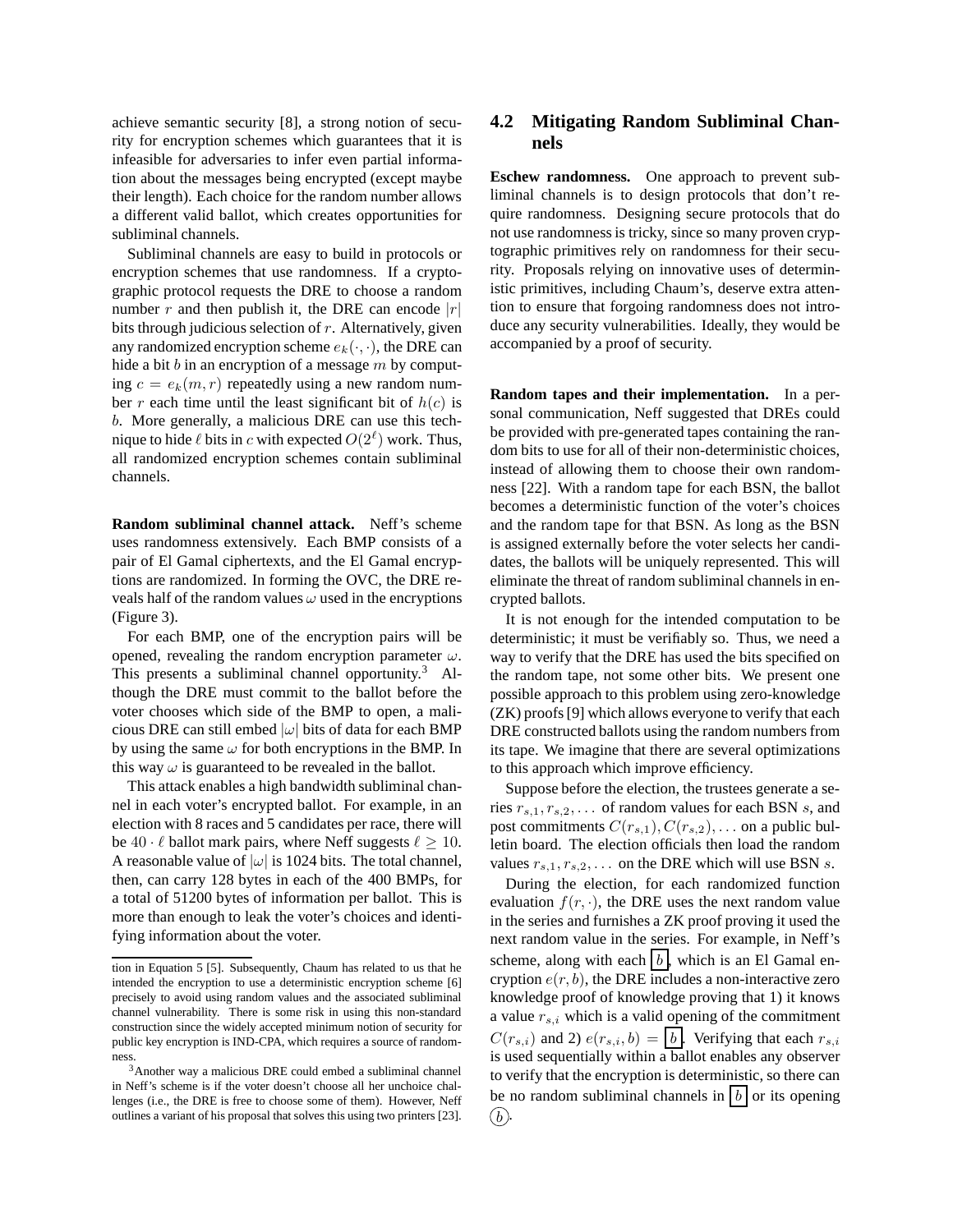achieve semantic security [8], a strong notion of security for encryption schemes which guarantees that it is infeasible for adversaries to infer even partial information about the messages being encrypted (except maybe their length). Each choice for the random number allows a different valid ballot, which creates opportunities for subliminal channels.

Subliminal channels are easy to build in protocols or encryption schemes that use randomness. If a cryptographic protocol requests the DRE to choose a random number $r$ and then publish it, the DRE can encode $|r|$ bits through judicious selection of $r$. Alternatively, given any randomized encryption scheme $e_k(\cdot, \cdot)$, the DRE can hide a bit $b$ in an encryption of a message $m$ by computing $c = e_k(m, r)$ repeatedly using a new random number $r$ each time until the least significant bit of $h(c)$ is $b$. More generally, a malicious DRE can use this technique to hide $\ell$ bits in $c$ with expected $O(2^\ell)$ work. Thus, all randomized encryption schemes contain subliminal channels.

**Random subliminal channel attack.** Neff's scheme uses randomness extensively. Each BMP consists of a pair of El Gamal ciphertexts, and the El Gamal encryptions are randomized. In forming the OVC, the DRE reveals half of the random values $\omega$ used in the encryptions (Figure 3).

For each BMP, one of the encryption pairs will be opened, revealing the random encryption parameter $\omega$. This presents a subliminal channel opportunity.[3] Although the DRE must commit to the ballot before the voter chooses which side of the BMP to open, a malicious DRE can still embed $|\omega|$ bits of data for each BMP by using the same $\omega$ for both encryptions in the BMP. In this way $\omega$ is guaranteed to be revealed in the ballot.

This attack enables a high bandwidth subliminal channel in each voter's encrypted ballot. For example, in an election with 8 races and 5 candidates per race, there will be $40 \cdot \ell$ ballot mark pairs, where Neff suggests $\ell \geq 10$. A reasonable value of $|\omega|$ is 1024 bits. The total channel, then, can carry 128 bytes in each of the 400 BMPs, for a total of 51200 bytes of information per ballot. This is more than enough to leak the voter's choices and identifying information about the voter.

tion in Equation 5 [5]. Subsequently, Chaum has related to us that he intended the encryption to use a deterministic encryption scheme [6] precisely to avoid using random values and the associated subliminal channel vulnerability. There is some risk in using this non-standard construction since the widely accepted minimum notion of security for public key encryption is IND-CPA, which requires a source of randomness.

[3] Another way a malicious DRE could embed a subliminal channel in Neff's scheme is if the voter doesn't choose all her unchoice challenges (i.e., the DRE is free to choose some of them). However, Neff outlines a variant of his proposal that solves this using two printers [23].

## 4.2 Mitigating Random Subliminal Channels

**Eschew randomness.** One approach to prevent subliminal channels is to design protocols that don't require randomness. Designing secure protocols that do not use randomness is tricky, since so many proven cryptographic primitives rely on randomness for their security. Proposals relying on innovative uses of deterministic primitives, including Chaum's, deserve extra attention to ensure that forgoing randomness does not introduce any security vulnerabilities. Ideally, they would be accompanied by a proof of security.

**Random tapes and their implementation.** In a personal communication, Neff suggested that DREs could be provided with pre-generated tapes containing the random bits to use for all of their non-deterministic choices, instead of allowing them to choose their own randomness [22]. With a random tape for each BSN, the ballot becomes a deterministic function of the voter's choices and the random tape for that BSN. As long as the BSN is assigned externally before the voter selects her candidates, the ballots will be uniquely represented. This will eliminate the threat of random subliminal channels in encrypted ballots.

It is not enough for the intended computation to be deterministic; it must be verifiably so. Thus, we need a way to verify that the DRE has used the bits specified on the random tape, not some other bits. We present one possible approach to this problem using zero-knowledge (ZK) proofs [9] which allows everyone to verify that each DRE constructed ballots using the random numbers from its tape. We imagine that there are several optimizations to this approach which improve efficiency.

Suppose before the election, the trustees generate a series $r_{s,1}, r_{s,2}, \ldots$ of random values for each BSN $s$, and post commitments $C(r_{s,1}), C(r_{s,2}), \ldots$ on a public bulletin board. The election officials then load the random values $r_{s,1}, r_{s,2}, \ldots$ on the DRE which will use BSN $s$.

During the election, for each randomized function evaluation $f(r, \cdot)$, the DRE uses the next random value in the series and furnishes a ZK proof proving it used the next random value in the series. For example, in Neff's scheme, along with each $\boxed{b}$, which is an El Gamal encryption $e(r, b)$, the DRE includes a non-interactive zero knowledge proof of knowledge proving that 1) it knows a value $r_{s,i}$ which is a valid opening of the commitment $C(r_{s,i})$ and 2) $e(r_{s,i}, b) = \boxed{b}$. Verifying that each $r_{s,i}$ is used sequentially within a ballot enables any observer to verify that the encryption is deterministic, so there can be no random subliminal channels in $\boxed{b}$ or its opening $(b)$.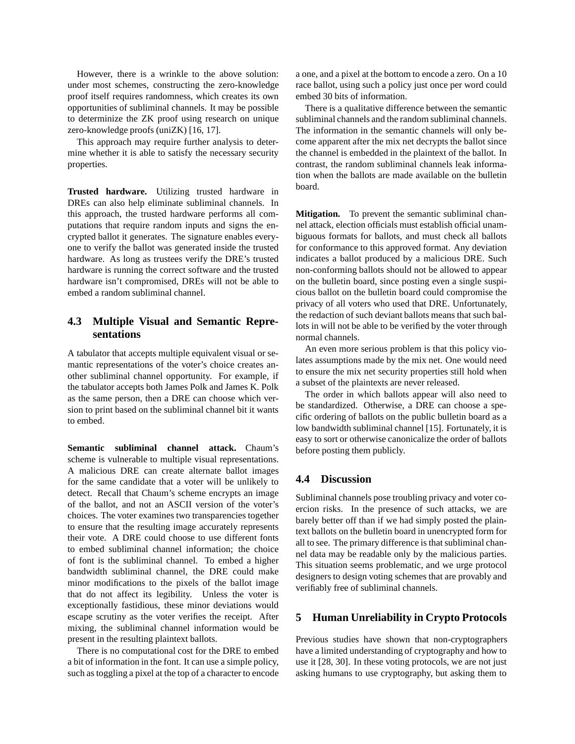However, there is a wrinkle to the above solution: under most schemes, constructing the zero-knowledge proof itself requires randomness, which creates its own opportunities of subliminal channels. It may be possible to determinize the ZK proof using research on unique zero-knowledge proofs (uniZK) [16, 17].

This approach may require further analysis to determine whether it is able to satisfy the necessary security properties.

**Trusted hardware.** Utilizing trusted hardware in DREs can also help eliminate subliminal channels. In this approach, the trusted hardware performs all computations that require random inputs and signs the encrypted ballot it generates. The signature enables everyone to verify the ballot was generated inside the trusted hardware. As long as trustees verify the DRE's trusted hardware is running the correct software and the trusted hardware isn't compromised, DREs will not be able to embed a random subliminal channel.

### 4.3 Multiple Visual and Semantic Representations

A tabulator that accepts multiple equivalent visual or semantic representations of the voter's choice creates another subliminal channel opportunity. For example, if the tabulator accepts both James Polk and James K. Polk as the same person, then a DRE can choose which version to print based on the subliminal channel bit it wants to embed.

**Semantic subliminal channel attack.** Chaum's scheme is vulnerable to multiple visual representations. A malicious DRE can create alternate ballot images for the same candidate that a voter will be unlikely to detect. Recall that Chaum's scheme encrypts an image of the ballot, and not an ASCII version of the voter's choices. The voter examines two transparencies together to ensure that the resulting image accurately represents their vote. A DRE could choose to use different fonts to embed subliminal channel information; the choice of font is the subliminal channel. To embed a higher bandwidth subliminal channel, the DRE could make minor modifications to the pixels of the ballot image that do not affect its legibility. Unless the voter is exceptionally fastidious, these minor deviations would escape scrutiny as the voter verifies the receipt. After mixing, the subliminal channel information would be present in the resulting plaintext ballots.

There is no computational cost for the DRE to embed a bit of information in the font. It can use a simple policy, such as toggling a pixel at the top of a character to encode a one, and a pixel at the bottom to encode a zero. On a 10 race ballot, using such a policy just once per word could embed 30 bits of information.

There is a qualitative difference between the semantic subliminal channels and the random subliminal channels. The information in the semantic channels will only become apparent after the mix net decrypts the ballot since the channel is embedded in the plaintext of the ballot. In contrast, the random subliminal channels leak information when the ballots are made available on the bulletin board.

**Mitigation.** To prevent the semantic subliminal channel attack, election officials must establish official unambiguous formats for ballots, and must check all ballots for conformance to this approved format. Any deviation indicates a ballot produced by a malicious DRE. Such non-conforming ballots should not be allowed to appear on the bulletin board, since posting even a single suspicious ballot on the bulletin board could compromise the privacy of all voters who used that DRE. Unfortunately, the redaction of such deviant ballots means that such ballots in will not be able to be verified by the voter through normal channels.

An even more serious problem is that this policy violates assumptions made by the mix net. One would need to ensure the mix net security properties still hold when a subset of the plaintexts are never released.

The order in which ballots appear will also need to be standardized. Otherwise, a DRE can choose a specific ordering of ballots on the public bulletin board as a low bandwidth subliminal channel [15]. Fortunately, it is easy to sort or otherwise canonicalize the order of ballots before posting them publicly.

### 4.4 Discussion

Subliminal channels pose troubling privacy and voter coercion risks. In the presence of such attacks, we are barely better off than if we had simply posted the plaintext ballots on the bulletin board in unencrypted form for all to see. The primary difference is that subliminal channel data may be readable only by the malicious parties. This situation seems problematic, and we urge protocol designers to design voting schemes that are provably and verifiably free of subliminal channels.

## 5 Human Unreliability in Crypto Protocols

Previous studies have shown that non-cryptographers have a limited understanding of cryptography and how to use it [28, 30]. In these voting protocols, we are not just asking humans to use cryptography, but asking them to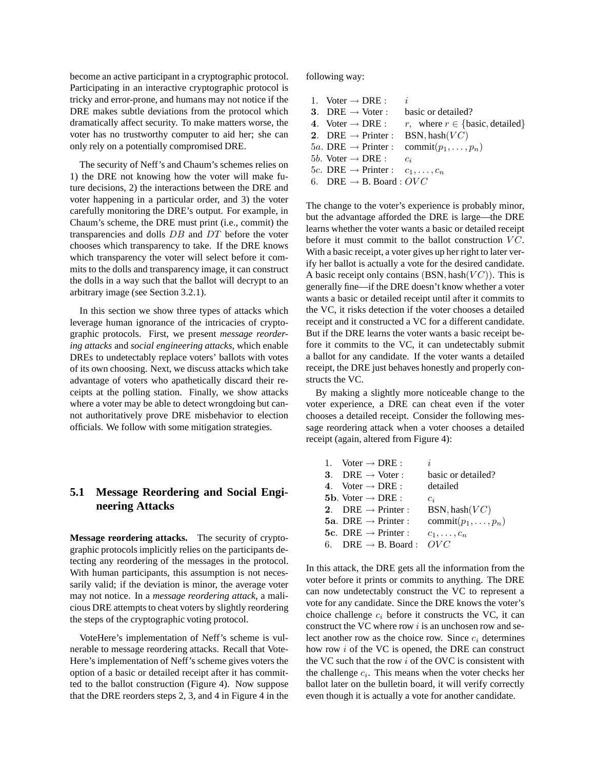become an active participant in a cryptographic protocol. Participating in an interactive cryptographic protocol is tricky and error-prone, and humans may not notice if the DRE makes subtle deviations from the protocol which dramatically affect security. To make matters worse, the voter has no trustworthy computer to aid her; she can only rely on a potentially compromised DRE.

The security of Neff's and Chaum's schemes relies on 1) the DRE not knowing how the voter will make future decisions, 2) the interactions between the DRE and voter happening in a particular order, and 3) the voter carefully monitoring the DRE's output. For example, in Chaum's scheme, the DRE must print (i.e., commit) the transparencies and dolls $DB$ and $DT$ before the voter chooses which transparency to take. If the DRE knows which transparency the voter will select before it commits to the dolls and transparency image, it can construct the dolls in a way such that the ballot will decrypt to an arbitrary image (see Section 3.2.1).

In this section we show three types of attacks which leverage human ignorance of the intricacies of cryptographic protocols. First, we present *message reordering attacks* and *social engineering attacks*, which enable DREs to undetectably replace voters' ballots with votes of its own choosing. Next, we discuss attacks which take advantage of voters who apathetically discard their receipts at the polling station. Finally, we show attacks where a voter may be able to detect wrongdoing but cannot authoritatively prove DRE misbehavior to election officials. We follow with some mitigation strategies.

## 5.1 Message Reordering and Social Engineering Attacks

**Message reordering attacks.** The security of cryptographic protocols implicitly relies on the participants detecting any reordering of the messages in the protocol. With human participants, this assumption is not necessarily valid; if the deviation is minor, the average voter may not notice. In a *message reordering attack*, a malicious DRE attempts to cheat voters by slightly reordering the steps of the cryptographic voting protocol.

VoteHere's implementation of Neff's scheme is vulnerable to message reordering attacks. Recall that VoteHere's implementation of Neff's scheme gives voters the option of a basic or detailed receipt after it has committed to the ballot construction (Figure 4). Now suppose that the DRE reorders steps 2, 3, and 4 in Figure 4 in the following way:

$1.$ Voter → DRE : $i$
**3**. DRE → Voter : basic or detailed?
**4**. Voter → DRE : $r$, where $r \in \{\text{basic}, \text{detailed}\}$
**2**. DRE → Printer : $\text{BSN}, \text{hash}(VC)$
$5a.$ DRE → Printer : $\text{commit}(p_1, \ldots, p_n)$
$5b.$ Voter → DRE : $c_i$
$5c.$ DRE → Printer : $c_1, \ldots, c_n$
$6.$ DRE → B. Board : $OVC$

The change to the voter's experience is probably minor, but the advantage afforded the DRE is large—the DRE learns whether the voter wants a basic or detailed receipt before it must commit to the ballot construction $VC$. With a basic receipt, a voter gives up her right to later verify her ballot is actually a vote for the desired candidate. A basic receipt only contains $(\text{BSN}, \text{hash}(VC))$. This is generally fine—if the DRE doesn't know whether a voter wants a basic or detailed receipt until after it commits to the VC, it risks detection if the voter chooses a detailed receipt and it constructed a VC for a different candidate. But if the DRE learns the voter wants a basic receipt before it commits to the VC, it can undetectably submit a ballot for any candidate. If the voter wants a detailed receipt, the DRE just behaves honestly and properly constructs the VC.

By making a slightly more noticeable change to the voter experience, a DRE can cheat even if the voter chooses a detailed receipt. Consider the following message reordering attack when a voter chooses a detailed receipt (again, altered from Figure 4):

$1.$ Voter → DRE : $i$
**3**. DRE → Voter : basic or detailed?
**4**. Voter → DRE : detailed
**5b**. Voter → DRE : $c_i$
**2**. DRE → Printer : $\text{BSN}, \text{hash}(VC)$
**5a**. DRE → Printer : $\text{commit}(p_1, \ldots, p_n)$
**5c**. DRE → Printer : $c_1, \ldots, c_n$
$6.$ DRE → B. Board : $OVC$

In this attack, the DRE gets all the information from the voter before it prints or commits to anything. The DRE can now undetectably construct the VC to represent a vote for any candidate. Since the DRE knows the voter's choice challenge $c_i$ before it constructs the VC, it can construct the VC where row $i$ is an unchosen row and select another row as the choice row. Since $c_i$ determines how row $i$ of the VC is opened, the DRE can construct the VC such that the row $i$ of the OVC is consistent with the challenge $c_i$. This means when the voter checks her ballot later on the bulletin board, it will verify correctly even though it is actually a vote for another candidate.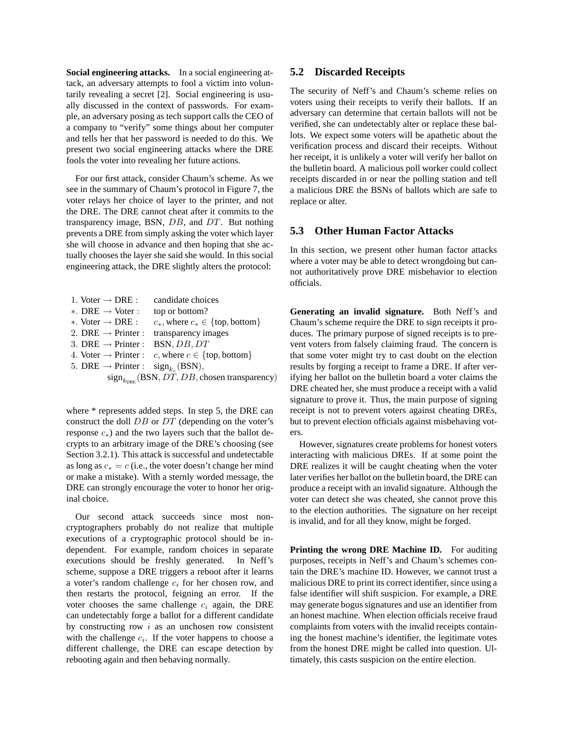**Social engineering attacks.** In a social engineering attack, an adversary attempts to fool a victim into voluntarily revealing a secret [2]. Social engineering is usually discussed in the context of passwords. For example, an adversary posing as tech support calls the CEO of a company to "verify" some things about her computer and tells her that her password is needed to do this. We present two social engineering attacks where the DRE fools the voter into revealing her future actions.

For our first attack, consider Chaum's scheme. As we see in the summary of Chaum's protocol in Figure 7, the voter relays her choice of layer to the printer, and not the DRE. The DRE cannot cheat after it commits to the transparency image, BSN, $DB$, and $DT$. But nothing prevents a DRE from simply asking the voter which layer she will choose in advance and then hoping that she actually chooses the layer she said she would. In this social engineering attack, the DRE slightly alters the protocol:

$$
\begin{array}{ll}
1.\ \text{Voter} \rightarrow \text{DRE}: & \text{candidate choices} \\
*.\ \text{DRE} \rightarrow \text{Voter}: & \text{top or bottom?} \\
*.\ \text{Voter} \rightarrow \text{DRE}: & c_*, \text{where } c_* \in \{\text{top}, \text{bottom}\} \\
2.\ \text{DRE} \rightarrow \text{Printer}: & \text{transparency images} \\
3.\ \text{DRE} \rightarrow \text{Printer}: & \text{BSN}, DB, DT \\
4.\ \text{Voter} \rightarrow \text{Printer}: & c, \text{where } c \in \{\text{top}, \text{bottom}\} \\
5.\ \text{DRE} \rightarrow \text{Printer}: & \text{sign}_{k_c}(\text{BSN}), \\
& \text{sign}_{k_{\text{DRE}}}(\text{BSN}, DT, DB, \text{chosen transparency})
\end{array}
$$

where * represents added steps. In step 5, the DRE can construct the doll $DB$ or $DT$ (depending on the voter's response $c_*$) and the two layers such that the ballot decrypts to an arbitrary image of the DRE's choosing (see Section 3.2.1). This attack is successful and undetectable as long as $c_* = c$ (i.e., the voter doesn't change her mind or make a mistake). With a sternly worded message, the DRE can strongly encourage the voter to honor her original choice.

Our second attack succeeds since most non-cryptographers probably do not realize that multiple executions of a cryptographic protocol should be independent. For example, random choices in separate executions should be freshly generated. In Neff's scheme, suppose a DRE triggers a reboot after it learns a voter's random challenge $c_i$ for her chosen row, and then restarts the protocol, feigning an error. If the voter chooses the same challenge $c_i$ again, the DRE can undetectably forge a ballot for a different candidate by constructing row $i$ as an unchosen row consistent with the challenge $c_i$. If the voter happens to choose a different challenge, the DRE can escape detection by rebooting again and then behaving normally.

## 5.2 Discarded Receipts

The security of Neff's and Chaum's scheme relies on voters using their receipts to verify their ballots. If an adversary can determine that certain ballots will not be verified, she can undetectably alter or replace these ballots. We expect some voters will be apathetic about the verification process and discard their receipts. Without her receipt, it is unlikely a voter will verify her ballot on the bulletin board. A malicious poll worker could collect receipts discarded in or near the polling station and tell a malicious DRE the BSNs of ballots which are safe to replace or alter.

## 5.3 Other Human Factor Attacks

In this section, we present other human factor attacks where a voter may be able to detect wrongdoing but cannot authoritatively prove DRE misbehavior to election officials.

**Generating an invalid signature.** Both Neff's and Chaum's scheme require the DRE to sign receipts it produces. The primary purpose of signed receipts is to prevent voters from falsely claiming fraud. The concern is that some voter might try to cast doubt on the election results by forging a receipt to frame a DRE. If after verifying her ballot on the bulletin board a voter claims the DRE cheated her, she must produce a receipt with a valid signature to prove it. Thus, the main purpose of signing receipt is not to prevent voters against cheating DREs, but to prevent election officials against misbehaving voters.

However, signatures create problems for honest voters interacting with malicious DREs. If at some point the DRE realizes it will be caught cheating when the voter later verifies her ballot on the bulletin board, the DRE can produce a receipt with an invalid signature. Although the voter can detect she was cheated, she cannot prove this to the election authorities. The signature on her receipt is invalid, and for all they know, might be forged.

**Printing the wrong DRE Machine ID.** For auditing purposes, receipts in Neff's and Chaum's schemes contain the DRE's machine ID. However, we cannot trust a malicious DRE to print its correct identifier, since using a false identifier will shift suspicion. For example, a DRE may generate bogus signatures and use an identifier from an honest machine. When election officials receive fraud complaints from voters with the invalid receipts containing the honest machine's identifier, the legitimate votes from the honest DRE might be called into question. Ultimately, this casts suspicion on the entire election.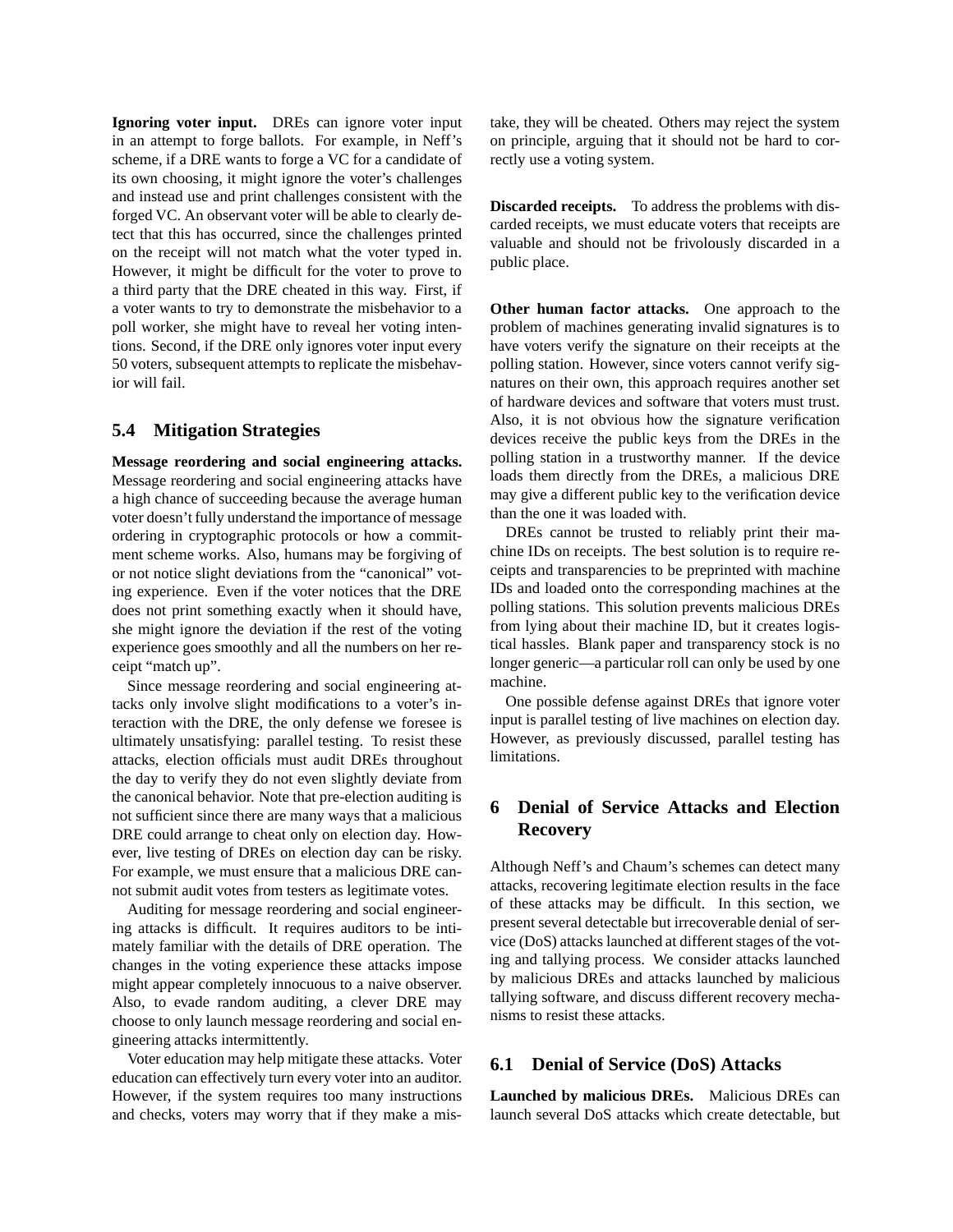**Ignoring voter input.** DREs can ignore voter input in an attempt to forge ballots. For example, in Neff's scheme, if a DRE wants to forge a VC for a candidate of its own choosing, it might ignore the voter's challenges and instead use and print challenges consistent with the forged VC. An observant voter will be able to clearly detect that this has occurred, since the challenges printed on the receipt will not match what the voter typed in. However, it might be difficult for the voter to prove to a third party that the DRE cheated in this way. First, if a voter wants to try to demonstrate the misbehavior to a poll worker, she might have to reveal her voting intentions. Second, if the DRE only ignores voter input every 50 voters, subsequent attempts to replicate the misbehavior will fail.

### 5.4 Mitigation Strategies

**Message reordering and social engineering attacks.** Message reordering and social engineering attacks have a high chance of succeeding because the average human voter doesn't fully understand the importance of message ordering in cryptographic protocols or how a commitment scheme works. Also, humans may be forgiving of or not notice slight deviations from the "canonical" voting experience. Even if the voter notices that the DRE does not print something exactly when it should have, she might ignore the deviation if the rest of the voting experience goes smoothly and all the numbers on her receipt "match up".

Since message reordering and social engineering attacks only involve slight modifications to a voter's interaction with the DRE, the only defense we foresee is ultimately unsatisfying: parallel testing. To resist these attacks, election officials must audit DREs throughout the day to verify they do not even slightly deviate from the canonical behavior. Note that pre-election auditing is not sufficient since there are many ways that a malicious DRE could arrange to cheat only on election day. However, live testing of DREs on election day can be risky. For example, we must ensure that a malicious DRE cannot submit audit votes from testers as legitimate votes.

Auditing for message reordering and social engineering attacks is difficult. It requires auditors to be intimately familiar with the details of DRE operation. The changes in the voting experience these attacks impose might appear completely innocuous to a naive observer. Also, to evade random auditing, a clever DRE may choose to only launch message reordering and social engineering attacks intermittently.

Voter education may help mitigate these attacks. Voter education can effectively turn every voter into an auditor. However, if the system requires too many instructions and checks, voters may worry that if they make a mistake, they will be cheated. Others may reject the system on principle, arguing that it should not be hard to correctly use a voting system.

**Discarded receipts.** To address the problems with discarded receipts, we must educate voters that receipts are valuable and should not be frivolously discarded in a public place.

**Other human factor attacks.** One approach to the problem of machines generating invalid signatures is to have voters verify the signature on their receipts at the polling station. However, since voters cannot verify signatures on their own, this approach requires another set of hardware devices and software that voters must trust. Also, it is not obvious how the signature verification devices receive the public keys from the DREs in the polling station in a trustworthy manner. If the device loads them directly from the DREs, a malicious DRE may give a different public key to the verification device than the one it was loaded with.

DREs cannot be trusted to reliably print their machine IDs on receipts. The best solution is to require receipts and transparencies to be preprinted with machine IDs and loaded onto the corresponding machines at the polling stations. This solution prevents malicious DREs from lying about their machine ID, but it creates logistical hassles. Blank paper and transparency stock is no longer generic—a particular roll can only be used by one machine.

One possible defense against DREs that ignore voter input is parallel testing of live machines on election day. However, as previously discussed, parallel testing has limitations.

## 6 Denial of Service Attacks and Election Recovery

Although Neff's and Chaum's schemes can detect many attacks, recovering legitimate election results in the face of these attacks may be difficult. In this section, we present several detectable but irrecoverable denial of service (DoS) attacks launched at different stages of the voting and tallying process. We consider attacks launched by malicious DREs and attacks launched by malicious tallying software, and discuss different recovery mechanisms to resist these attacks.

### 6.1 Denial of Service (DoS) Attacks

**Launched by malicious DREs.** Malicious DREs can launch several DoS attacks which create detectable, but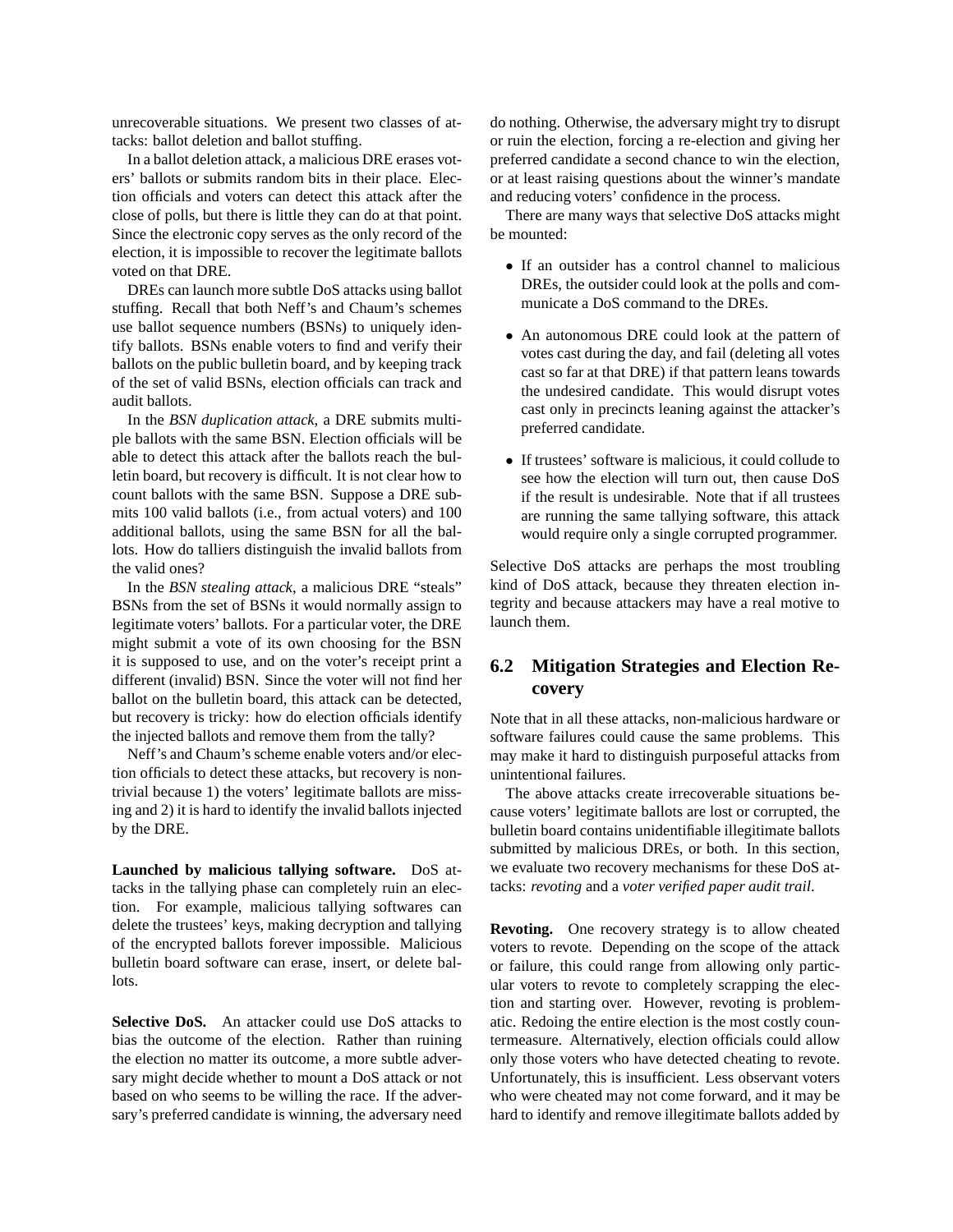unrecoverable situations. We present two classes of attacks: ballot deletion and ballot stuffing.

In a ballot deletion attack, a malicious DRE erases voters' ballots or submits random bits in their place. Election officials and voters can detect this attack after the close of polls, but there is little they can do at that point. Since the electronic copy serves as the only record of the election, it is impossible to recover the legitimate ballots voted on that DRE.

DREs can launch more subtle DoS attacks using ballot stuffing. Recall that both Neff's and Chaum's schemes use ballot sequence numbers (BSNs) to uniquely identify ballots. BSNs enable voters to find and verify their ballots on the public bulletin board, and by keeping track of the set of valid BSNs, election officials can track and audit ballots.

In the *BSN duplication attack*, a DRE submits multiple ballots with the same BSN. Election officials will be able to detect this attack after the ballots reach the bulletin board, but recovery is difficult. It is not clear how to count ballots with the same BSN. Suppose a DRE submits 100 valid ballots (i.e., from actual voters) and 100 additional ballots, using the same BSN for all the ballots. How do talliers distinguish the invalid ballots from the valid ones?

In the *BSN stealing attack*, a malicious DRE "steals" BSNs from the set of BSNs it would normally assign to legitimate voters' ballots. For a particular voter, the DRE might submit a vote of its own choosing for the BSN it is supposed to use, and on the voter's receipt print a different (invalid) BSN. Since the voter will not find her ballot on the bulletin board, this attack can be detected, but recovery is tricky: how do election officials identify the injected ballots and remove them from the tally?

Neff's and Chaum's scheme enable voters and/or election officials to detect these attacks, but recovery is nontrivial because 1) the voters' legitimate ballots are missing and 2) it is hard to identify the invalid ballots injected by the DRE.

**Launched by malicious tallying software.** DoS attacks in the tallying phase can completely ruin an election. For example, malicious tallying softwares can delete the trustees' keys, making decryption and tallying of the encrypted ballots forever impossible. Malicious bulletin board software can erase, insert, or delete ballots.

**Selective DoS.** An attacker could use DoS attacks to bias the outcome of the election. Rather than ruining the election no matter its outcome, a more subtle adversary might decide whether to mount a DoS attack or not based on who seems to be willing the race. If the adversary's preferred candidate is winning, the adversary need do nothing. Otherwise, the adversary might try to disrupt or ruin the election, forcing a re-election and giving her preferred candidate a second chance to win the election, or at least raising questions about the winner's mandate and reducing voters' confidence in the process.

There are many ways that selective DoS attacks might be mounted:

- If an outsider has a control channel to malicious DREs, the outsider could look at the polls and communicate a DoS command to the DREs.
- An autonomous DRE could look at the pattern of votes cast during the day, and fail (deleting all votes cast so far at that DRE) if that pattern leans towards the undesired candidate. This would disrupt votes cast only in precincts leaning against the attacker's preferred candidate.
- If trustees' software is malicious, it could collude to see how the election will turn out, then cause DoS if the result is undesirable. Note that if all trustees are running the same tallying software, this attack would require only a single corrupted programmer.

Selective DoS attacks are perhaps the most troubling kind of DoS attack, because they threaten election integrity and because attackers may have a real motive to launch them.

## 6.2 Mitigation Strategies and Election Recovery

Note that in all these attacks, non-malicious hardware or software failures could cause the same problems. This may make it hard to distinguish purposeful attacks from unintentional failures.

The above attacks create irrecoverable situations because voters' legitimate ballots are lost or corrupted, the bulletin board contains unidentifiable illegitimate ballots submitted by malicious DREs, or both. In this section, we evaluate two recovery mechanisms for these DoS attacks: *revoting* and a *voter verified paper audit trail*.

**Revoting.** One recovery strategy is to allow cheated voters to revote. Depending on the scope of the attack or failure, this could range from allowing only particular voters to revote to completely scrapping the election and starting over. However, revoting is problematic. Redoing the entire election is the most costly countermeasure. Alternatively, election officials could allow only those voters who have detected cheating to revote. Unfortunately, this is insufficient. Less observant voters who were cheated may not come forward, and it may be hard to identify and remove illegitimate ballots added by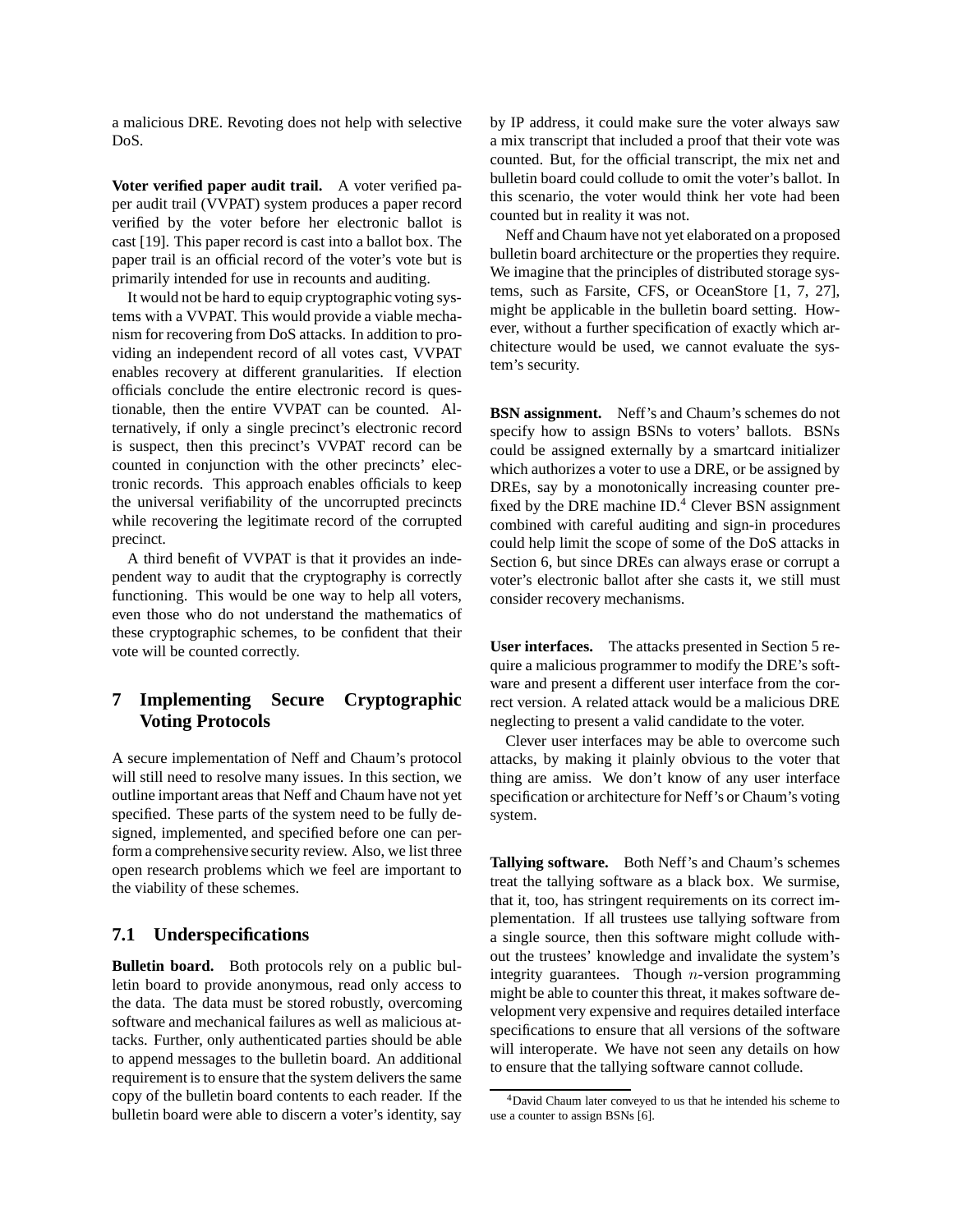a malicious DRE. Revoting does not help with selective DoS.

**Voter verified paper audit trail.** A voter verified paper audit trail (VVPAT) system produces a paper record verified by the voter before her electronic ballot is cast [19]. This paper record is cast into a ballot box. The paper trail is an official record of the voter's vote but is primarily intended for use in recounts and auditing.

It would not be hard to equip cryptographic voting systems with a VVPAT. This would provide a viable mechanism for recovering from DoS attacks. In addition to providing an independent record of all votes cast, VVPAT enables recovery at different granularities. If election officials conclude the entire electronic record is questionable, then the entire VVPAT can be counted. Alternatively, if only a single precinct's electronic record is suspect, then this precinct's VVPAT record can be counted in conjunction with the other precincts' electronic records. This approach enables officials to keep the universal verifiability of the uncorrupted precincts while recovering the legitimate record of the corrupted precinct.

A third benefit of VVPAT is that it provides an independent way to audit that the cryptography is correctly functioning. This would be one way to help all voters, even those who do not understand the mathematics of these cryptographic schemes, to be confident that their vote will be counted correctly.

## 7 Implementing Secure Cryptographic Voting Protocols

A secure implementation of Neff and Chaum's protocol will still need to resolve many issues. In this section, we outline important areas that Neff and Chaum have not yet specified. These parts of the system need to be fully designed, implemented, and specified before one can perform a comprehensive security review. Also, we list three open research problems which we feel are important to the viability of these schemes.

### 7.1 Underspecifications

**Bulletin board.** Both protocols rely on a public bulletin board to provide anonymous, read only access to the data. The data must be stored robustly, overcoming software and mechanical failures as well as malicious attacks. Further, only authenticated parties should be able to append messages to the bulletin board. An additional requirement is to ensure that the system delivers the same copy of the bulletin board contents to each reader. If the bulletin board were able to discern a voter's identity, say by IP address, it could make sure the voter always saw a mix transcript that included a proof that their vote was counted. But, for the official transcript, the mix net and bulletin board could collude to omit the voter's ballot. In this scenario, the voter would think her vote had been counted but in reality it was not.

Neff and Chaum have not yet elaborated on a proposed bulletin board architecture or the properties they require. We imagine that the principles of distributed storage systems, such as Farsite, CFS, or OceanStore [1, 7, 27], might be applicable in the bulletin board setting. However, without a further specification of exactly which architecture would be used, we cannot evaluate the system's security.

**BSN assignment.** Neff's and Chaum's schemes do not specify how to assign BSNs to voters' ballots. BSNs could be assigned externally by a smartcard initializer which authorizes a voter to use a DRE, or be assigned by DREs, say by a monotonically increasing counter prefixed by the DRE machine ID.[4] Clever BSN assignment combined with careful auditing and sign-in procedures could help limit the scope of some of the DoS attacks in Section 6, but since DREs can always erase or corrupt a voter's electronic ballot after she casts it, we still must consider recovery mechanisms.

**User interfaces.** The attacks presented in Section 5 require a malicious programmer to modify the DRE's software and present a different user interface from the correct version. A related attack would be a malicious DRE neglecting to present a valid candidate to the voter.

Clever user interfaces may be able to overcome such attacks, by making it plainly obvious to the voter that thing are amiss. We don't know of any user interface specification or architecture for Neff's or Chaum's voting system.

**Tallying software.** Both Neff's and Chaum's schemes treat the tallying software as a black box. We surmise, that it, too, has stringent requirements on its correct implementation. If all trustees use tallying software from a single source, then this software might collude without the trustees' knowledge and invalidate the system's integrity guarantees. Though $n$-version programming might be able to counter this threat, it makes software development very expensive and requires detailed interface specifications to ensure that all versions of the software will interoperate. We have not seen any details on how to ensure that the tallying software cannot collude.

[4] David Chaum later conveyed to us that he intended his scheme to use a counter to assign BSNs [6].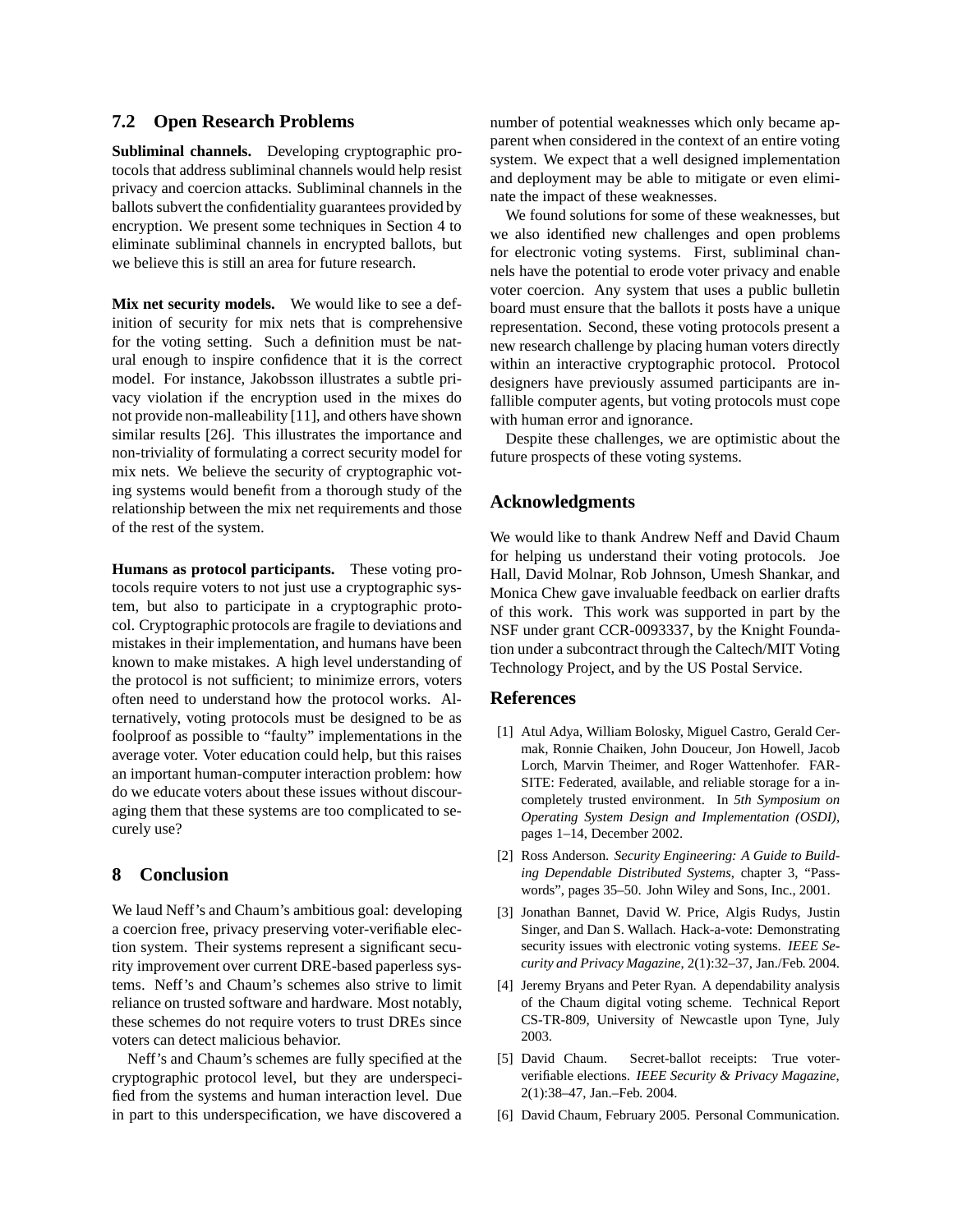### 7.2 Open Research Problems

**Subliminal channels.** Developing cryptographic protocols that address subliminal channels would help resist privacy and coercion attacks. Subliminal channels in the ballots subvert the confidentiality guarantees provided by encryption. We present some techniques in Section 4 to eliminate subliminal channels in encrypted ballots, but we believe this is still an area for future research.

**Mix net security models.** We would like to see a definition of security for mix nets that is comprehensive for the voting setting. Such a definition must be natural enough to inspire confidence that it is the correct model. For instance, Jakobsson illustrates a subtle privacy violation if the encryption used in the mixes do not provide non-malleability [11], and others have shown similar results [26]. This illustrates the importance and non-triviality of formulating a correct security model for mix nets. We believe the security of cryptographic voting systems would benefit from a thorough study of the relationship between the mix net requirements and those of the rest of the system.

**Humans as protocol participants.** These voting protocols require voters to not just use a cryptographic system, but also to participate in a cryptographic protocol. Cryptographic protocols are fragile to deviations and mistakes in their implementation, and humans have been known to make mistakes. A high level understanding of the protocol is not sufficient; to minimize errors, voters often need to understand how the protocol works. Alternatively, voting protocols must be designed to be as foolproof as possible to "faulty" implementations in the average voter. Voter education could help, but this raises an important human-computer interaction problem: how do we educate voters about these issues without discouraging them that these systems are too complicated to securely use?

## 8 Conclusion

We laud Neff's and Chaum's ambitious goal: developing a coercion free, privacy preserving voter-verifiable election system. Their systems represent a significant security improvement over current DRE-based paperless systems. Neff's and Chaum's schemes also strive to limit reliance on trusted software and hardware. Most notably, these schemes do not require voters to trust DREs since voters can detect malicious behavior.

Neff's and Chaum's schemes are fully specified at the cryptographic protocol level, but they are underspecified from the systems and human interaction level. Due in part to this underspecification, we have discovered a number of potential weaknesses which only became apparent when considered in the context of an entire voting system. We expect that a well designed implementation and deployment may be able to mitigate or even eliminate the impact of these weaknesses.

We found solutions for some of these weaknesses, but we also identified new challenges and open problems for electronic voting systems. First, subliminal channels have the potential to erode voter privacy and enable voter coercion. Any system that uses a public bulletin board must ensure that the ballots it posts have a unique representation. Second, these voting protocols present a new research challenge by placing human voters directly within an interactive cryptographic protocol. Protocol designers have previously assumed participants are infallible computer agents, but voting protocols must cope with human error and ignorance.

Despite these challenges, we are optimistic about the future prospects of these voting systems.

## Acknowledgments

We would like to thank Andrew Neff and David Chaum for helping us understand their voting protocols. Joe Hall, David Molnar, Rob Johnson, Umesh Shankar, and Monica Chew gave invaluable feedback on earlier drafts of this work. This work was supported in part by the NSF under grant CCR-0093337, by the Knight Foundation under a subcontract through the Caltech/MIT Voting Technology Project, and by the US Postal Service.

## References

[1] Atul Adya, William Bolosky, Miguel Castro, Gerald Cermak, Ronnie Chaiken, John Douceur, Jon Howell, Jacob Lorch, Marvin Theimer, and Roger Wattenhofer. FARSITE: Federated, available, and reliable storage for a incompletely trusted environment. In *5th Symposium on Operating System Design and Implementation (OSDI)*, pages 1–14, December 2002.

[2] Ross Anderson. *Security Engineering: A Guide to Building Dependable Distributed Systems*, chapter 3, "Passwords", pages 35–50. John Wiley and Sons, Inc., 2001.

[3] Jonathan Bannet, David W. Price, Algis Rudys, Justin Singer, and Dan S. Wallach. Hack-a-vote: Demonstrating security issues with electronic voting systems. *IEEE Security and Privacy Magazine*, 2(1):32–37, Jan./Feb. 2004.

[4] Jeremy Bryans and Peter Ryan. A dependability analysis of the Chaum digital voting scheme. Technical Report CS-TR-809, University of Newcastle upon Tyne, July 2003.

[5] David Chaum. Secret-ballot receipts: True voter-verifiable elections. *IEEE Security & Privacy Magazine*, 2(1):38–47, Jan.–Feb. 2004.

[6] David Chaum, February 2005. Personal Communication.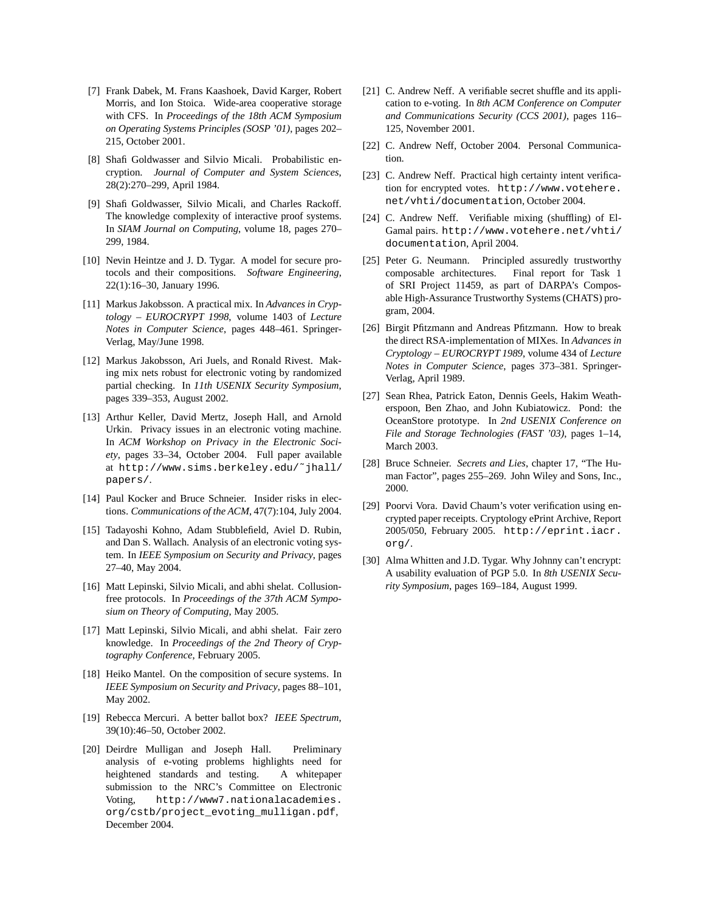[7] Frank Dabek, M. Frans Kaashoek, David Karger, Robert Morris, and Ion Stoica. Wide-area cooperative storage with CFS. In *Proceedings of the 18th ACM Symposium on Operating Systems Principles (SOSP '01)*, pages 202–215, October 2001.

[8] Shafi Goldwasser and Silvio Micali. Probabilistic encryption. *Journal of Computer and System Sciences*, 28(2):270–299, April 1984.

[9] Shafi Goldwasser, Silvio Micali, and Charles Rackoff. The knowledge complexity of interactive proof systems. In *SIAM Journal on Computing*, volume 18, pages 270–299, 1984.

[10] Nevin Heintze and J. D. Tygar. A model for secure protocols and their compositions. *Software Engineering*, 22(1):16–30, January 1996.

[11] Markus Jakobsson. A practical mix. In *Advances in Cryptology – EUROCRYPT 1998*, volume 1403 of *Lecture Notes in Computer Science*, pages 448–461. Springer-Verlag, May/June 1998.

[12] Markus Jakobsson, Ari Juels, and Ronald Rivest. Making mix nets robust for electronic voting by randomized partial checking. In *11th USENIX Security Symposium*, pages 339–353, August 2002.

[13] Arthur Keller, David Mertz, Joseph Hall, and Arnold Urkin. Privacy issues in an electronic voting machine. In *ACM Workshop on Privacy in the Electronic Society*, pages 33–34, October 2004. Full paper available at `http://www.sims.berkeley.edu/~jhall/papers/`.

[14] Paul Kocker and Bruce Schneier. Insider risks in elections. *Communications of the ACM*, 47(7):104, July 2004.

[15] Tadayoshi Kohno, Adam Stubblefield, Aviel D. Rubin, and Dan S. Wallach. Analysis of an electronic voting system. In *IEEE Symposium on Security and Privacy*, pages 27–40, May 2004.

[16] Matt Lepinski, Silvio Micali, and abhi shelat. Collusion-free protocols. In *Proceedings of the 37th ACM Symposium on Theory of Computing*, May 2005.

[17] Matt Lepinski, Silvio Micali, and abhi shelat. Fair zero knowledge. In *Proceedings of the 2nd Theory of Cryptography Conference*, February 2005.

[18] Heiko Mantel. On the composition of secure systems. In *IEEE Symposium on Security and Privacy*, pages 88–101, May 2002.

[19] Rebecca Mercuri. A better ballot box? *IEEE Spectrum*, 39(10):46–50, October 2002.

[20] Deirdre Mulligan and Joseph Hall. Preliminary analysis of e-voting problems highlights need for heightened standards and testing. A whitepaper submission to the NRC's Committee on Electronic Voting, `http://www7.nationalacademies.org/cstb/project_evoting_mulligan.pdf`, December 2004.

[21] C. Andrew Neff. A verifiable secret shuffle and its application to e-voting. In *8th ACM Conference on Computer and Communications Security (CCS 2001)*, pages 116–125, November 2001.

[22] C. Andrew Neff, October 2004. Personal Communication.

[23] C. Andrew Neff. Practical high certainty intent verification for encrypted votes. `http://www.votehere.net/vhti/documentation`, October 2004.

[24] C. Andrew Neff. Verifiable mixing (shuffling) of ElGamal pairs. `http://www.votehere.net/vhti/documentation`, April 2004.

[25] Peter G. Neumann. Principled assuredly trustworthy composable architectures. Final report for Task 1 of SRI Project 11459, as part of DARPA's Composable High-Assurance Trustworthy Systems (CHATS) program, 2004.

[26] Birgit Pfitzmann and Andreas Pfitzmann. How to break the direct RSA-implementation of MIXes. In *Advances in Cryptology – EUROCRYPT 1989*, volume 434 of *Lecture Notes in Computer Science*, pages 373–381. Springer-Verlag, April 1989.

[27] Sean Rhea, Patrick Eaton, Dennis Geels, Hakim Weatherspoon, Ben Zhao, and John Kubiatowicz. Pond: the OceanStore prototype. In *2nd USENIX Conference on File and Storage Technologies (FAST '03)*, pages 1–14, March 2003.

[28] Bruce Schneier. *Secrets and Lies*, chapter 17, "The Human Factor", pages 255–269. John Wiley and Sons, Inc., 2000.

[29] Poorvi Vora. David Chaum's voter verification using encrypted paper receipts. Cryptology ePrint Archive, Report 2005/050, February 2005. `http://eprint.iacr.org/`.

[30] Alma Whitten and J.D. Tygar. Why Johnny can't encrypt: A usability evaluation of PGP 5.0. In *8th USENIX Security Symposium*, pages 169–184, August 1999.